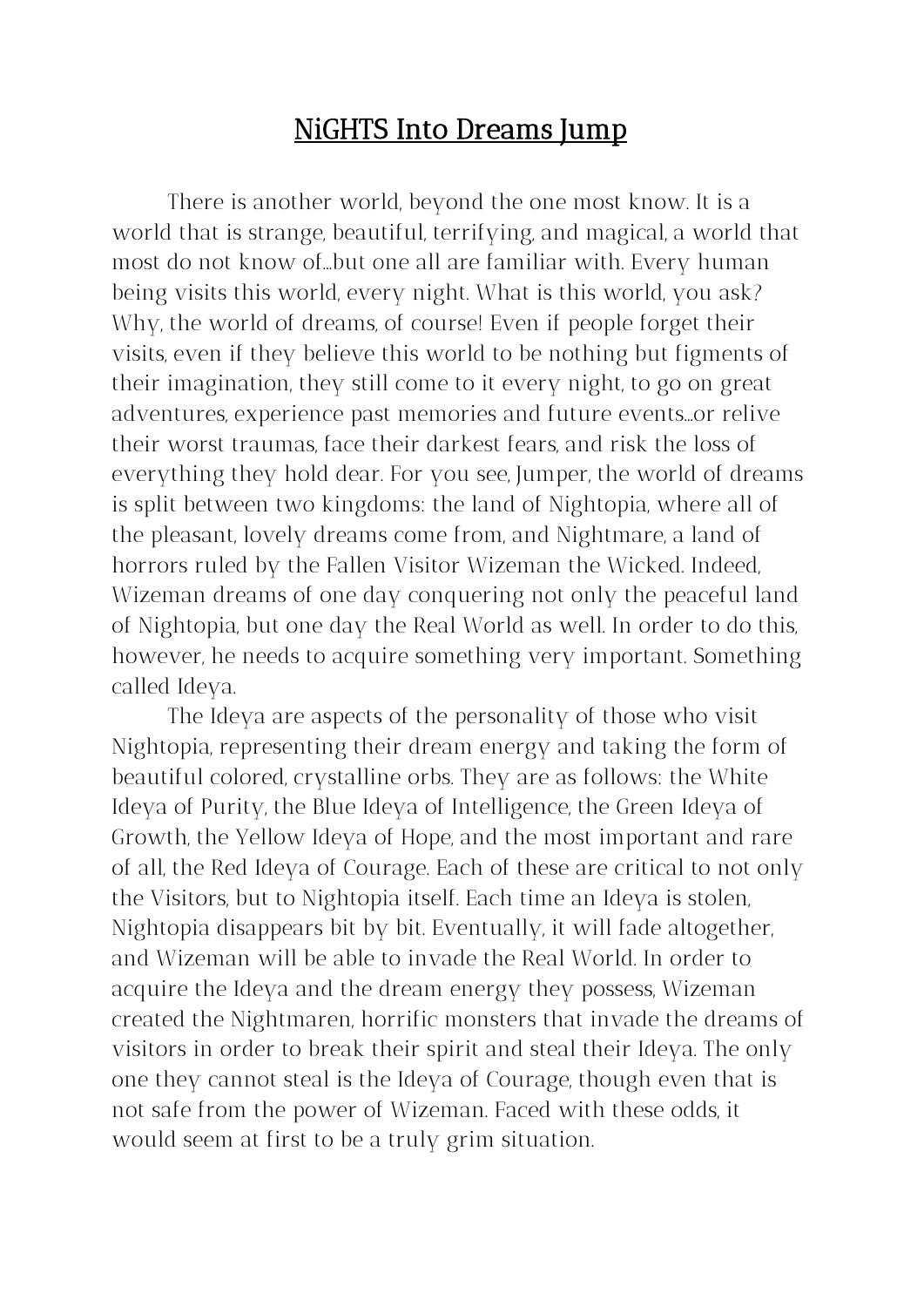# NiGHTS Into Dreams Jump

There is another world, beyond the one most know. It is a world that is strange, beautiful, terrifying, and magical, a world that most do not know of…but one all are familiar with. Every human being visits this world, every night. What is this world, you ask? Why, the world of dreams, of course! Even if people forget their visits, even if they believe this world to be nothing but figments of their imagination, they still come to it every night, to go on great adventures, experience past memories and future events…or relive their worst traumas, face their darkest fears, and risk the loss of everything they hold dear. For you see, Jumper, the world of dreams is split between two kingdoms: the land of Nightopia, where all of the pleasant, lovely dreams come from, and Nightmare, a land of horrors ruled by the Fallen Visitor Wizeman the Wicked. Indeed, Wizeman dreams of one day conquering not only the peaceful land of Nightopia, but one day the Real World as well. In order to do this, however, he needs to acquire something very important. Something called Ideya.

The Ideya are aspects of the personality of those who visit Nightopia, representing their dream energy and taking the form of beautiful colored, crystalline orbs. They are as follows: the White Ideya of Purity, the Blue Ideya of Intelligence, the Green Ideya of Growth, the Yellow Ideya of Hope, and the most important and rare of all, the Red Ideya of Courage. Each of these are critical to not only the Visitors, but to Nightopia itself. Each time an Ideya is stolen, Nightopia disappears bit by bit. Eventually, it will fade altogether, and Wizeman will be able to invade the Real World. In order to acquire the Ideya and the dream energy they possess, Wizeman created the Nightmaren, horrific monsters that invade the dreams of visitors in order to break their spirit and steal their Ideya. The only one they cannot steal is the Ideya of Courage, though even that is not safe from the power of Wizeman. Faced with these odds, it would seem at first to be a truly grim situation.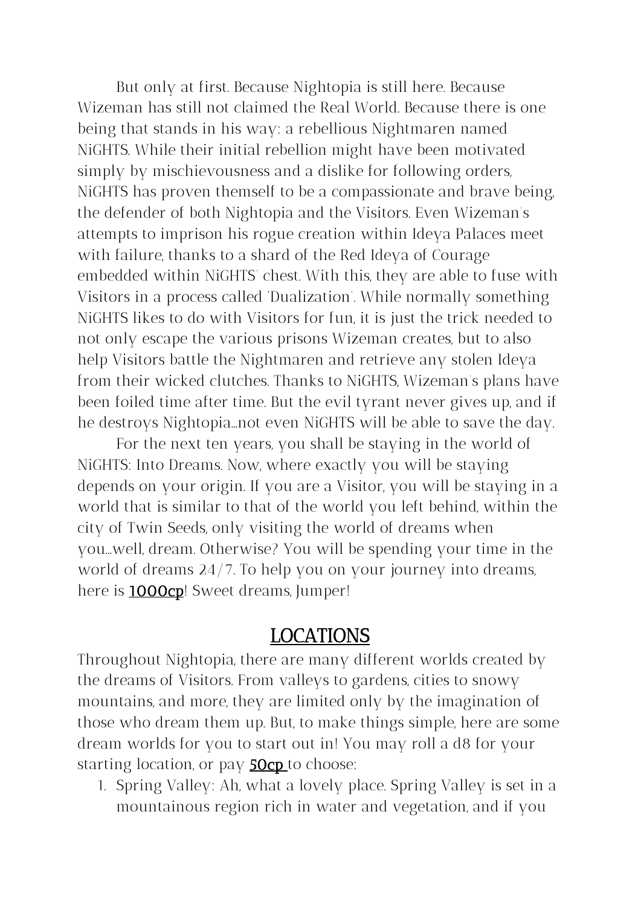But only at first. Because Nightopia is still here. Because Wizeman has still not claimed the Real World. Because there is one being that stands in his way: a rebellious Nightmaren named NiGHTS. While their initial rebellion might have been motivated simply by mischievousness and a dislike for following orders, NiGHTS has proven themself to be a compassionate and brave being, the defender of both Nightopia and the Visitors. Even Wizeman's attempts to imprison his rogue creation within Ideya Palaces meet with failure, thanks to a shard of the Red Ideya of Courage embedded within NiGHTS' chest. With this, they are able to fuse with Visitors in a process called 'Dualization'. While normally something NiGHTS likes to do with Visitors for fun, it is just the trick needed to not only escape the various prisons Wizeman creates, but to also help Visitors battle the Nightmaren and retrieve any stolen Ideya from their wicked clutches. Thanks to NiGHTS, Wizeman's plans have been foiled time after time. But the evil tyrant never gives up, and if he destroys Nightopia...not even NiGHTS will be able to save the day.

For the next ten years, you shall be staying in the world of NiGHTS: Into Dreams. Now, where exactly you will be staying depends on your origin. If you are a Visitor, you will be staying in a world that is similar to that of the world you left behind, within the city of Twin Seeds, only visiting the world of dreams when you...well, dream. Otherwise? You will be spending your time in the world of dreams 24/7. To help you on your journey into dreams, here is **1000cp**! Sweet dreams, Jumper!

## LOCATIONS

Throughout Nightopia, there are many different worlds created by the dreams of Visitors. From valleys to gardens, cities to snowy mountains, and more, they are limited only by the imagination of those who dream them up. But, to make things simple, here are some dream worlds for you to start out in! You may roll a d8 for your starting location, or pay **50cp** to choose:

1. Spring Valley: Ah, what a lovely place. Spring Valley is set in a mountainous region rich in water and vegetation, and if you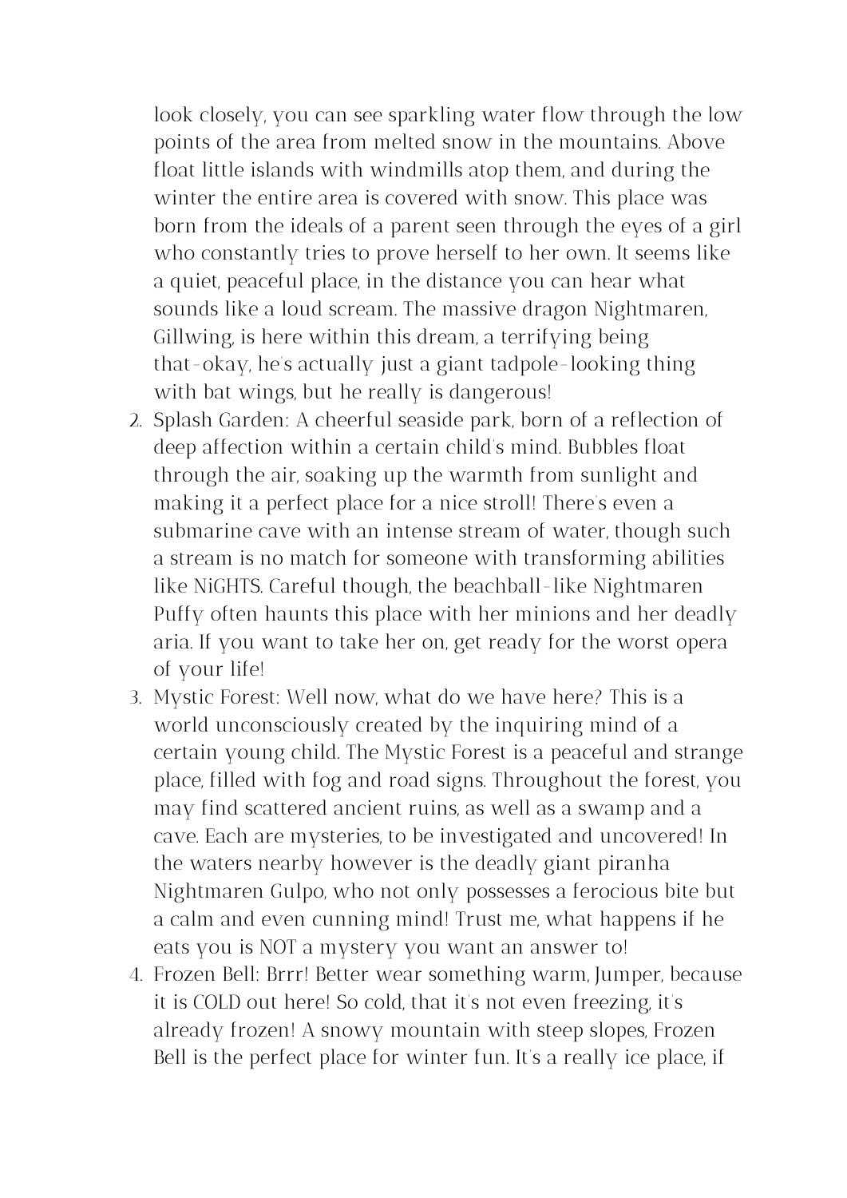look closely, you can see sparkling water flow through the low points of the area from melted snow in the mountains. Above float little islands with windmills atop them, and during the winter the entire area is covered with snow. This place was born from the ideals of a parent seen through the eyes of a girl who constantly tries to prove herself to her own. It seems like a quiet, peaceful place, in the distance you can hear what sounds like a loud scream. The massive dragon Nightmaren, Gillwing, is here within this dream, a terrifying being that-okay, he's actually just a giant tadpole-looking thing with bat wings, but he really is dangerous!

2. Splash Garden: A cheerful seaside park, born of a reflection of deep affection within a certain child's mind. Bubbles float through the air, soaking up the warmth from sunlight and making it a perfect place for a nice stroll! There's even a submarine cave with an intense stream of water, though such a stream is no match for someone with transforming abilities like NiGHTS. Careful though, the beachball-like Nightmaren Puffy often haunts this place with her minions and her deadly aria. If you want to take her on, get ready for the worst opera of your life!
3. Mystic Forest: Well now, what do we have here? This is a world unconsciously created by the inquiring mind of a certain young child. The Mystic Forest is a peaceful and strange place, filled with fog and road signs. Throughout the forest, you may find scattered ancient ruins, as well as a swamp and a cave. Each are mysteries, to be investigated and uncovered! In the waters nearby however is the deadly giant piranha Nightmaren Gulpo, who not only possesses a ferocious bite but a calm and even cunning mind! Trust me, what happens if he eats you is NOT a mystery you want an answer to!
4. Frozen Bell: Brrr! Better wear something warm, Jumper, because it is COLD out here! So cold, that it's not even freezing, it's already frozen! A snowy mountain with steep slopes, Frozen Bell is the perfect place for winter fun. It's a really ice place, if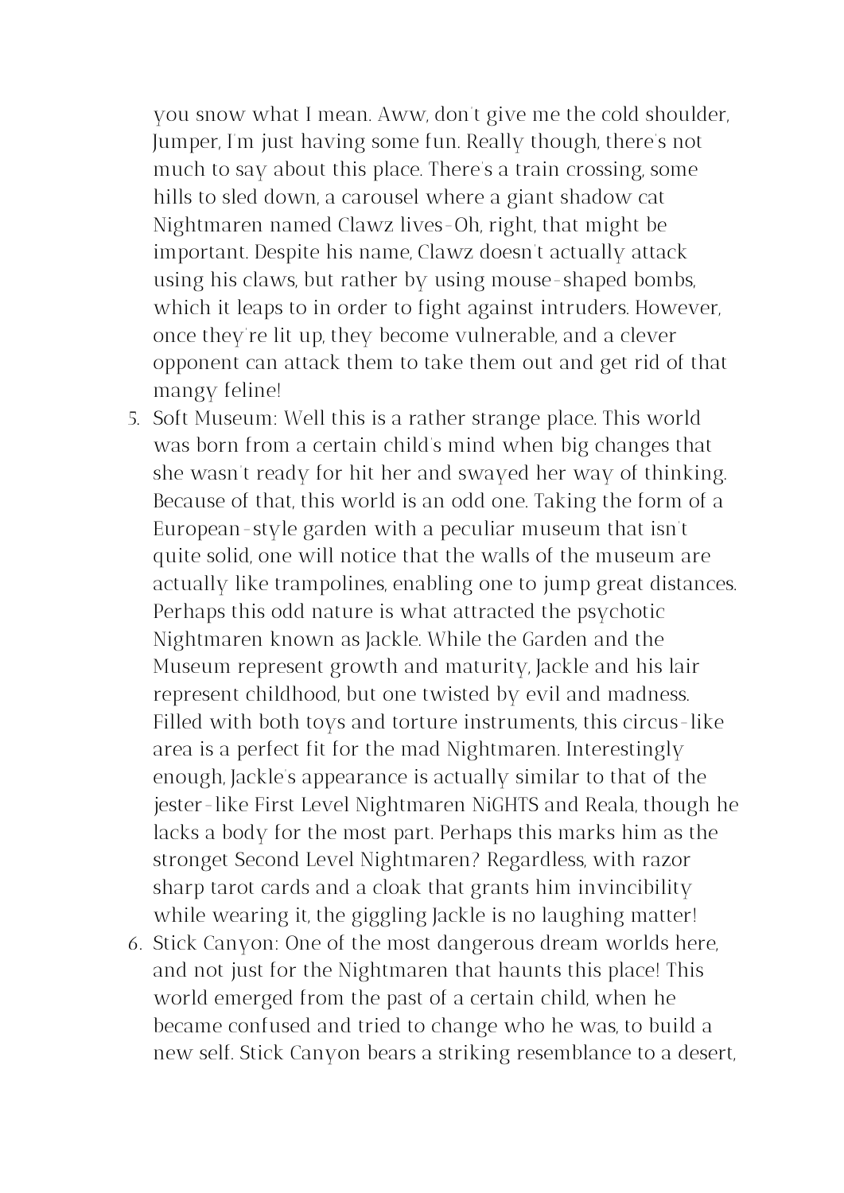you snow what I mean. Aww, don't give me the cold shoulder, Jumper, I'm just having some fun. Really though, there's not much to say about this place. There's a train crossing, some hills to sled down, a carousel where a giant shadow cat Nightmaren named Clawz lives-Oh, right, that might be important. Despite his name, Clawz doesn't actually attack using his claws, but rather by using mouse-shaped bombs, which it leaps to in order to fight against intruders. However, once they're lit up, they become vulnerable, and a clever opponent can attack them to take them out and get rid of that mangy feline!

5. Soft Museum: Well this is a rather strange place. This world was born from a certain child's mind when big changes that she wasn't ready for hit her and swayed her way of thinking. Because of that, this world is an odd one. Taking the form of a European-style garden with a peculiar museum that isn't quite solid, one will notice that the walls of the museum are actually like trampolines, enabling one to jump great distances. Perhaps this odd nature is what attracted the psychotic Nightmaren known as Jackle. While the Garden and the Museum represent growth and maturity, Jackle and his lair represent childhood, but one twisted by evil and madness. Filled with both toys and torture instruments, this circus-like area is a perfect fit for the mad Nightmaren. Interestingly enough, Jackle's appearance is actually similar to that of the jester-like First Level Nightmaren NiGHTS and Reala, though he lacks a body for the most part. Perhaps this marks him as the strongest Second Level Nightmaren? Regardless, with razor sharp tarot cards and a cloak that grants him invincibility while wearing it, the giggling Jackle is no laughing matter!
6. Stick Canyon: One of the most dangerous dream worlds here, and not just for the Nightmaren that haunts this place! This world emerged from the past of a certain child, when he became confused and tried to change who he was, to build a new self. Stick Canyon bears a striking resemblance to a desert,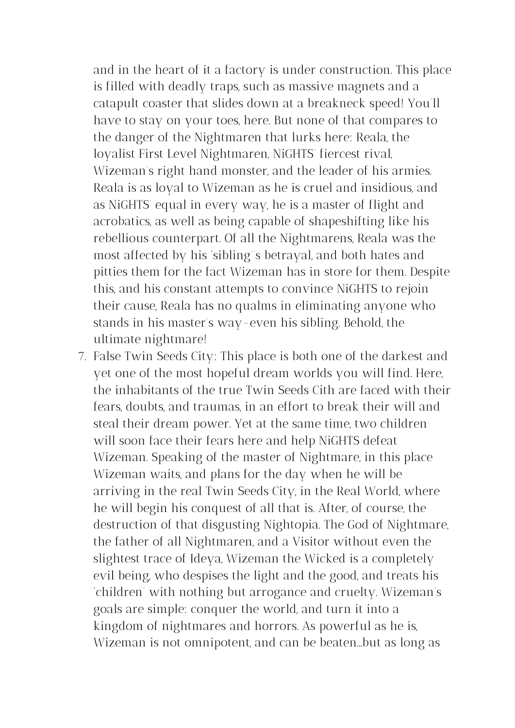and in the heart of it a factory is under construction. This place is filled with deadly traps, such as massive magnets and a catapult coaster that slides down at a breakneck speed! You'll have to stay on your toes, here. But none of that compares to the danger of the Nightmaren that lurks here: Reala, the loyalist First Level Nightmaren, NiGHTS' fiercest rival, Wizeman's right hand monster, and the leader of his armies. Reala is as loyal to Wizeman as he is cruel and insidious, and as NiGHTS' equal in every way, he is a master of flight and acrobatics, as well as being capable of shapeshifting like his rebellious counterpart. Of all the Nightmarens, Reala was the most affected by his 'sibling''s betrayal, and both hates and pitties them for the fact Wizeman has in store for them. Despite this, and his constant attempts to convince NiGHTS to rejoin their cause, Reala has no qualms in eliminating anyone who stands in his master's way-even his sibling. Behold, the ultimate nightmare!

7. False Twin Seeds City: This place is both one of the darkest and yet one of the most hopeful dream worlds you will find. Here, the inhabitants of the true Twin Seeds Cith are faced with their fears, doubts, and traumas, in an effort to break their will and steal their dream power. Yet at the same time, two children will soon face their fears here and help NiGHTS defeat Wizeman. Speaking of the master of Nightmare, in this place Wizeman waits, and plans for the day when he will be arriving in the real Twin Seeds City, in the Real World, where he will begin his conquest of all that is. After, of course, the destruction of that disgusting Nightopia. The God of Nightmare, the father of all Nightmaren, and a Visitor without even the slightest trace of Ideya, Wizeman the Wicked is a completely evil being, who despises the light and the good, and treats his 'children' with nothing but arrogance and cruelty. Wizeman's goals are simple: conquer the world, and turn it into a kingdom of nightmares and horrors. As powerful as he is, Wizeman is not omnipotent, and can be beaten...but as long as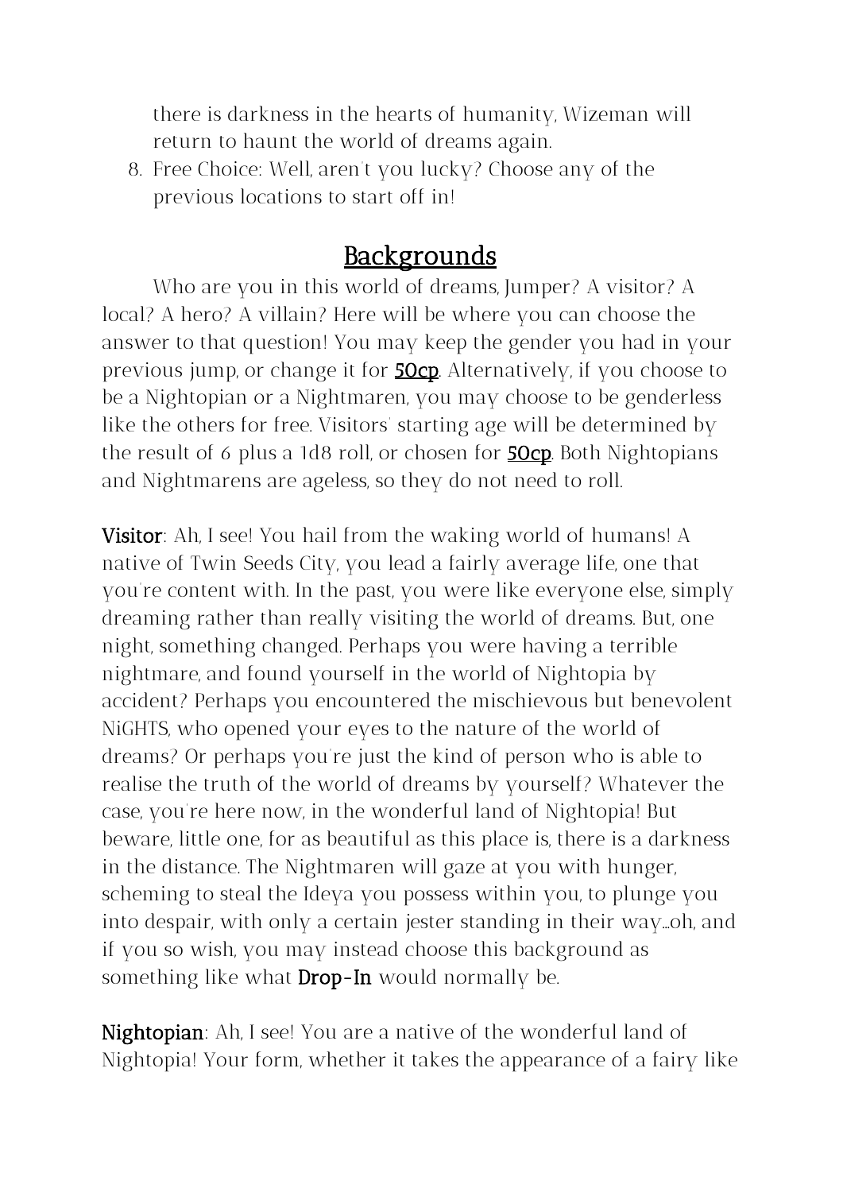there is darkness in the hearts of humanity, Wizeman will return to haunt the world of dreams again.

8. Free Choice: Well, aren't you lucky? Choose any of the previous locations to start off in!

## Backgrounds

Who are you in this world of dreams, Jumper? A visitor? A local? A hero? A villain? Here will be where you can choose the answer to that question! You may keep the gender you had in your previous jump, or change it for **50cp**. Alternatively, if you choose to be a Nightopian or a Nightmaren, you may choose to be genderless like the others for free. Visitors' starting age will be determined by the result of 6 plus a 1d8 roll, or chosen for **50cp**. Both Nightopians and Nightmarens are ageless, so they do not need to roll.

**Visitor**: Ah, I see! You hail from the waking world of humans! A native of Twin Seeds City, you lead a fairly average life, one that you're content with. In the past, you were like everyone else, simply dreaming rather than really visiting the world of dreams. But, one night, something changed. Perhaps you were having a terrible nightmare, and found yourself in the world of Nightopia by accident? Perhaps you encountered the mischievous but benevolent NiGHTS, who opened your eyes to the nature of the world of dreams? Or perhaps you're just the kind of person who is able to realise the truth of the world of dreams by yourself? Whatever the case, you're here now, in the wonderful land of Nightopia! But beware, little one, for as beautiful as this place is, there is a darkness in the distance. The Nightmaren will gaze at you with hunger, scheming to steal the Ideya you possess within you, to plunge you into despair, with only a certain jester standing in their way…oh, and if you so wish, you may instead choose this background as something like what **Drop-In** would normally be.

**Nightopian**: Ah, I see! You are a native of the wonderful land of Nightopia! Your form, whether it takes the appearance of a fairy like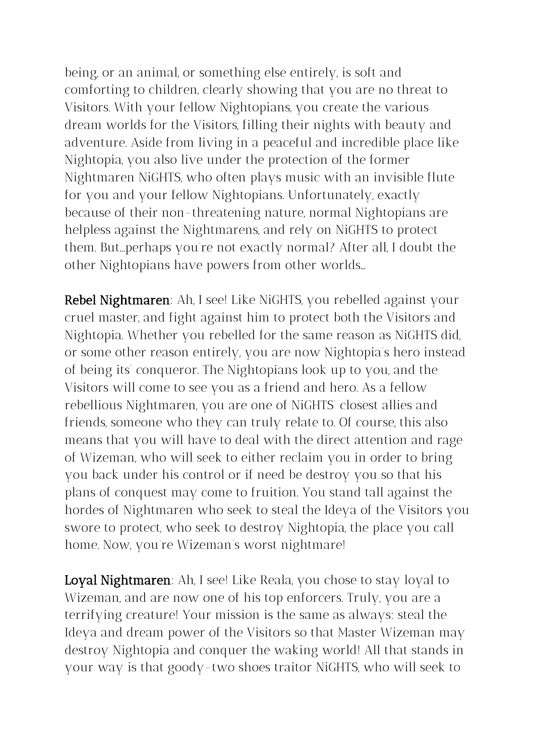being, or an animal, or something else entirely, is soft and comforting to children, clearly showing that you are no threat to Visitors. With your fellow Nightopians, you create the various dream worlds for the Visitors, filling their nights with beauty and adventure. Aside from living in a peaceful and incredible place like Nightopia, you also live under the protection of the former Nightmaren NiGHTS, who often plays music with an invisible flute for you and your fellow Nightopians. Unfortunately, exactly because of their non-threatening nature, normal Nightopians are helpless against the Nightmarens, and rely on NiGHTS to protect them. But…perhaps you're not exactly normal? After all, I doubt the other Nightopians have powers from other worlds…

**Rebel Nightmaren**: Ah, I see! Like NiGHTS, you rebelled against your cruel master, and fight against him to protect both the Visitors and Nightopia. Whether you rebelled for the same reason as NiGHTS did, or some other reason entirely, you are now Nightopia's hero instead of being its' conqueror. The Nightopians look up to you, and the Visitors will come to see you as a friend and hero. As a fellow rebellious Nightmaren, you are one of NiGHTS' closest allies and friends, someone who they can truly relate to. Of course, this also means that you will have to deal with the direct attention and rage of Wizeman, who will seek to either reclaim you in order to bring you back under his control or if need be destroy you so that his plans of conquest may come to fruition. You stand tall against the hordes of Nightmaren who seek to steal the Ideya of the Visitors you swore to protect, who seek to destroy Nightopia, the place you call home. Now, you're Wizeman's worst nightmare!

**Loyal Nightmaren**: Ah, I see! Like Reala, you chose to stay loyal to Wizeman, and are now one of his top enforcers. Truly, you are a terrifying creature! Your mission is the same as always: steal the Ideya and dream power of the Visitors so that Master Wizeman may destroy Nightopia and conquer the waking world! All that stands in your way is that goody-two shoes traitor NiGHTS, who will seek to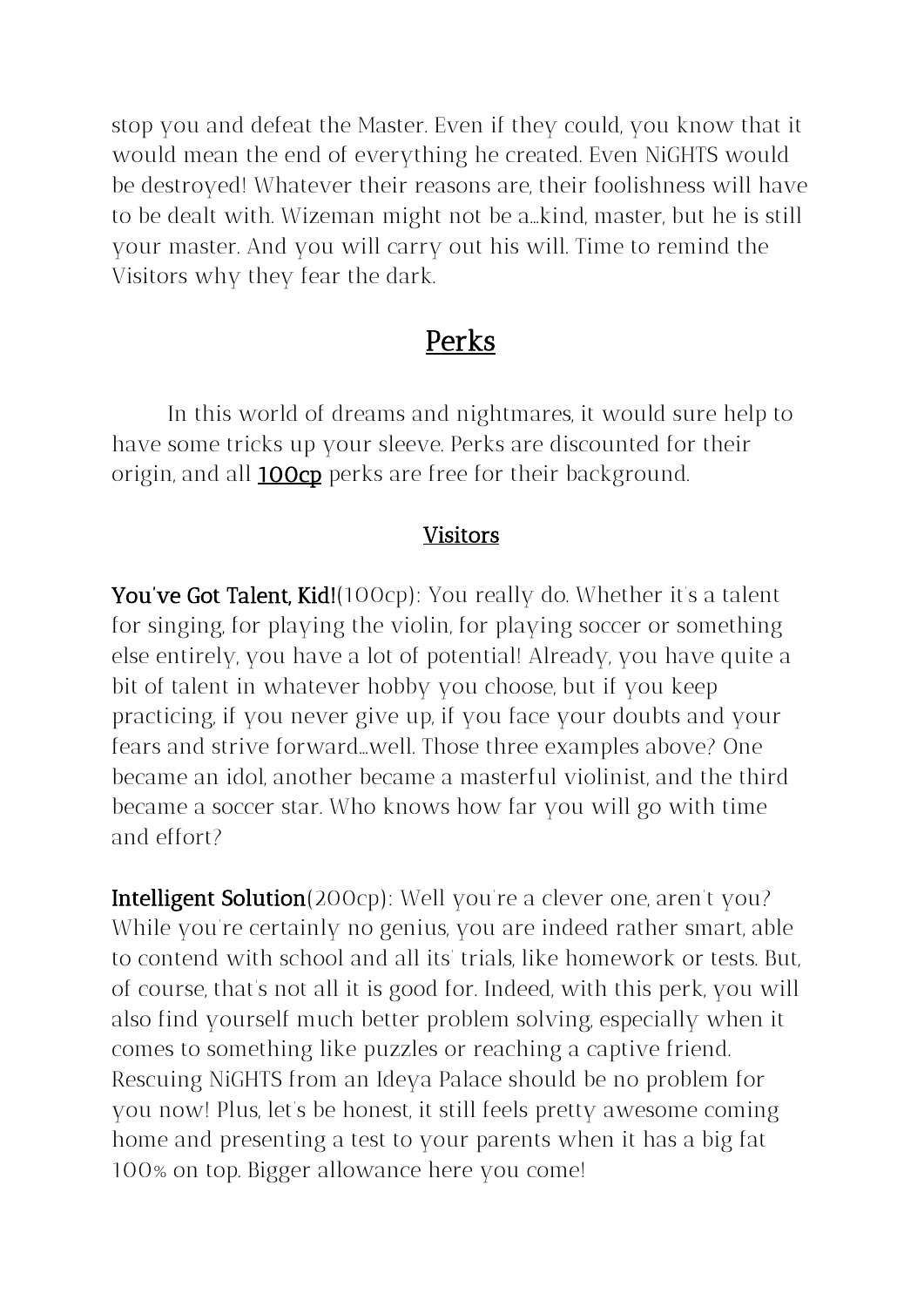stop you and defeat the Master. Even if they could, you know that it would mean the end of everything he created. Even NiGHTS would be destroyed! Whatever their reasons are, their foolishness will have to be dealt with. Wizeman might not be a...kind, master, but he is still your master. And you will carry out his will. Time to remind the Visitors why they fear the dark.

## Perks

In this world of dreams and nightmares, it would sure help to have some tricks up your sleeve. Perks are discounted for their origin, and all **100cp** perks are free for their background.

### Visitors

**You've Got Talent, Kid!**(100cp): You really do. Whether it's a talent for singing, for playing the violin, for playing soccer or something else entirely, you have a lot of potential! Already, you have quite a bit of talent in whatever hobby you choose, but if you keep practicing, if you never give up, if you face your doubts and your fears and strive forward...well. Those three examples above? One became an idol, another became a masterful violinist, and the third became a soccer star. Who knows how far you will go with time and effort?

**Intelligent Solution**(200cp): Well you're a clever one, aren't you? While you're certainly no genius, you are indeed rather smart, able to contend with school and all its' trials, like homework or tests. But, of course, that's not all it is good for. Indeed, with this perk, you will also find yourself much better problem solving, especially when it comes to something like puzzles or reaching a captive friend. Rescuing NiGHTS from an Ideya Palace should be no problem for you now! Plus, let's be honest, it still feels pretty awesome coming home and presenting a test to your parents when it has a big fat 100% on top. Bigger allowance here you come!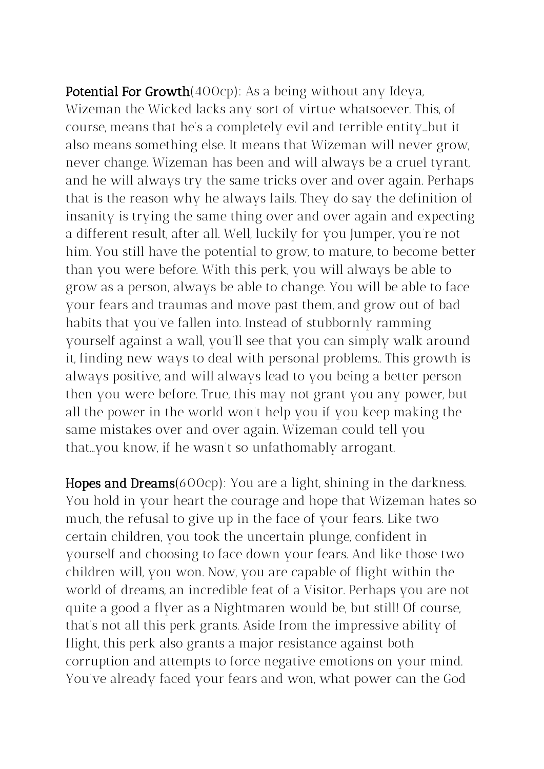**Potential For Growth**(400cp): As a being without any Ideya, Wizeman the Wicked lacks any sort of virtue whatsoever. This, of course, means that he's a completely evil and terrible entity…but it also means something else. It means that Wizeman will never grow, never change. Wizeman has been and will always be a cruel tyrant, and he will always try the same tricks over and over again. Perhaps that is the reason why he always fails. They do say the definition of insanity is trying the same thing over and over again and expecting a different result, after all. Well, luckily for you Jumper, you're not him. You still have the potential to grow, to mature, to become better than you were before. With this perk, you will always be able to grow as a person, always be able to change. You will be able to face your fears and traumas and move past them, and grow out of bad habits that you've fallen into. Instead of stubbornly ramming yourself against a wall, you'll see that you can simply walk around it, finding new ways to deal with personal problems.. This growth is always positive, and will always lead to you being a better person then you were before. True, this may not grant you any power, but all the power in the world won't help you if you keep making the same mistakes over and over again. Wizeman could tell you that…you know, if he wasn't so unfathomably arrogant.

**Hopes and Dreams**(600cp): You are a light, shining in the darkness. You hold in your heart the courage and hope that Wizeman hates so much, the refusal to give up in the face of your fears. Like two certain children, you took the uncertain plunge, confident in yourself and choosing to face down your fears. And like those two children will, you won. Now, you are capable of flight within the world of dreams, an incredible feat of a Visitor. Perhaps you are not quite a good a flyer as a Nightmaren would be, but still! Of course, that's not all this perk grants. Aside from the impressive ability of flight, this perk also grants a major resistance against both corruption and attempts to force negative emotions on your mind. You've already faced your fears and won, what power can the God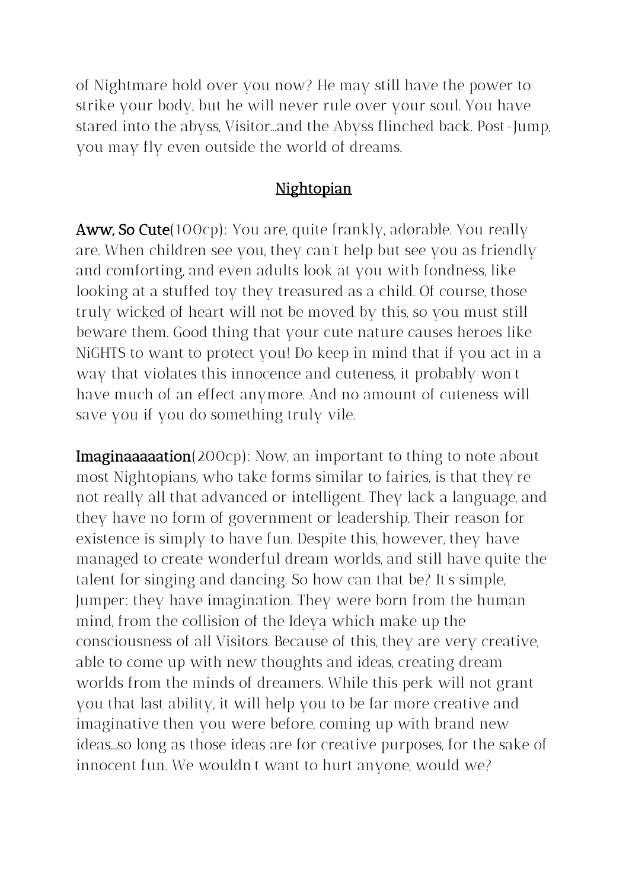of Nightmare hold over you now? He may still have the power to strike your body, but he will never rule over your soul. You have stared into the abyss, Visitor...and the Abyss flinched back. Post-Jump, you may fly even outside the world of dreams.

## Nightopian

**Aww, So Cute**(100cp): You are, quite frankly, adorable. You really are. When children see you, they can't help but see you as friendly and comforting, and even adults look at you with fondness, like looking at a stuffed toy they treasured as a child. Of course, those truly wicked of heart will not be moved by this, so you must still beware them. Good thing that your cute nature causes heroes like NiGHTS to want to protect you! Do keep in mind that if you act in a way that violates this innocence and cuteness, it probably won't have much of an effect anymore. And no amount of cuteness will save you if you do something truly vile.

**Imaginaaaaation**(200cp): Now, an important to thing to note about most Nightopians, who take forms similar to fairies, is that they're not really all that advanced or intelligent. They lack a language, and they have no form of government or leadership. Their reason for existence is simply to have fun. Despite this, however, they have managed to create wonderful dream worlds, and still have quite the talent for singing and dancing. So how can that be? It's simple, Jumper: they have imagination. They were born from the human mind, from the collision of the Ideya which make up the consciousness of all Visitors. Because of this, they are very creative, able to come up with new thoughts and ideas, creating dream worlds from the minds of dreamers. While this perk will not grant you that last ability, it will help you to be far more creative and imaginative then you were before, coming up with brand new ideas...so long as those ideas are for creative purposes, for the sake of innocent fun. We wouldn't want to hurt anyone, would we?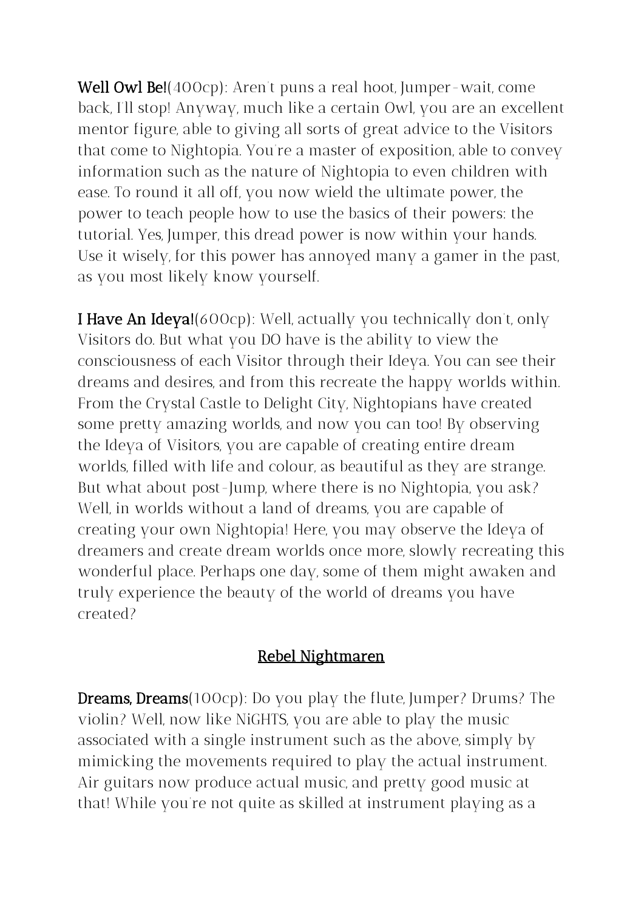**Well Owl Be!**(400cp): Aren't puns a real hoot, Jumper-wait, come back, I'll stop! Anyway, much like a certain Owl, you are an excellent mentor figure, able to giving all sorts of great advice to the Visitors that come to Nightopia. You're a master of exposition, able to convey information such as the nature of Nightopia to even children with ease. To round it all off, you now wield the ultimate power, the power to teach people how to use the basics of their powers: the tutorial. Yes, Jumper, this dread power is now within your hands. Use it wisely, for this power has annoyed many a gamer in the past, as you most likely know yourself.

**I Have An Ideya!**(600cp): Well, actually you technically don't, only Visitors do. But what you DO have is the ability to view the consciousness of each Visitor through their Ideya. You can see their dreams and desires, and from this recreate the happy worlds within. From the Crystal Castle to Delight City, Nightopians have created some pretty amazing worlds, and now you can too! By observing the Ideya of Visitors, you are capable of creating entire dream worlds, filled with life and colour, as beautiful as they are strange. But what about post-Jump, where there is no Nightopia, you ask? Well, in worlds without a land of dreams, you are capable of creating your own Nightopia! Here, you may observe the Ideya of dreamers and create dream worlds once more, slowly recreating this wonderful place. Perhaps one day, some of them might awaken and truly experience the beauty of the world of dreams you have created?

## Rebel Nightmaren

**Dreams, Dreams**(100cp): Do you play the flute, Jumper? Drums? The violin? Well, now like NiGHTS, you are able to play the music associated with a single instrument such as the above, simply by mimicking the movements required to play the actual instrument. Air guitars now produce actual music, and pretty good music at that! While you're not quite as skilled at instrument playing as a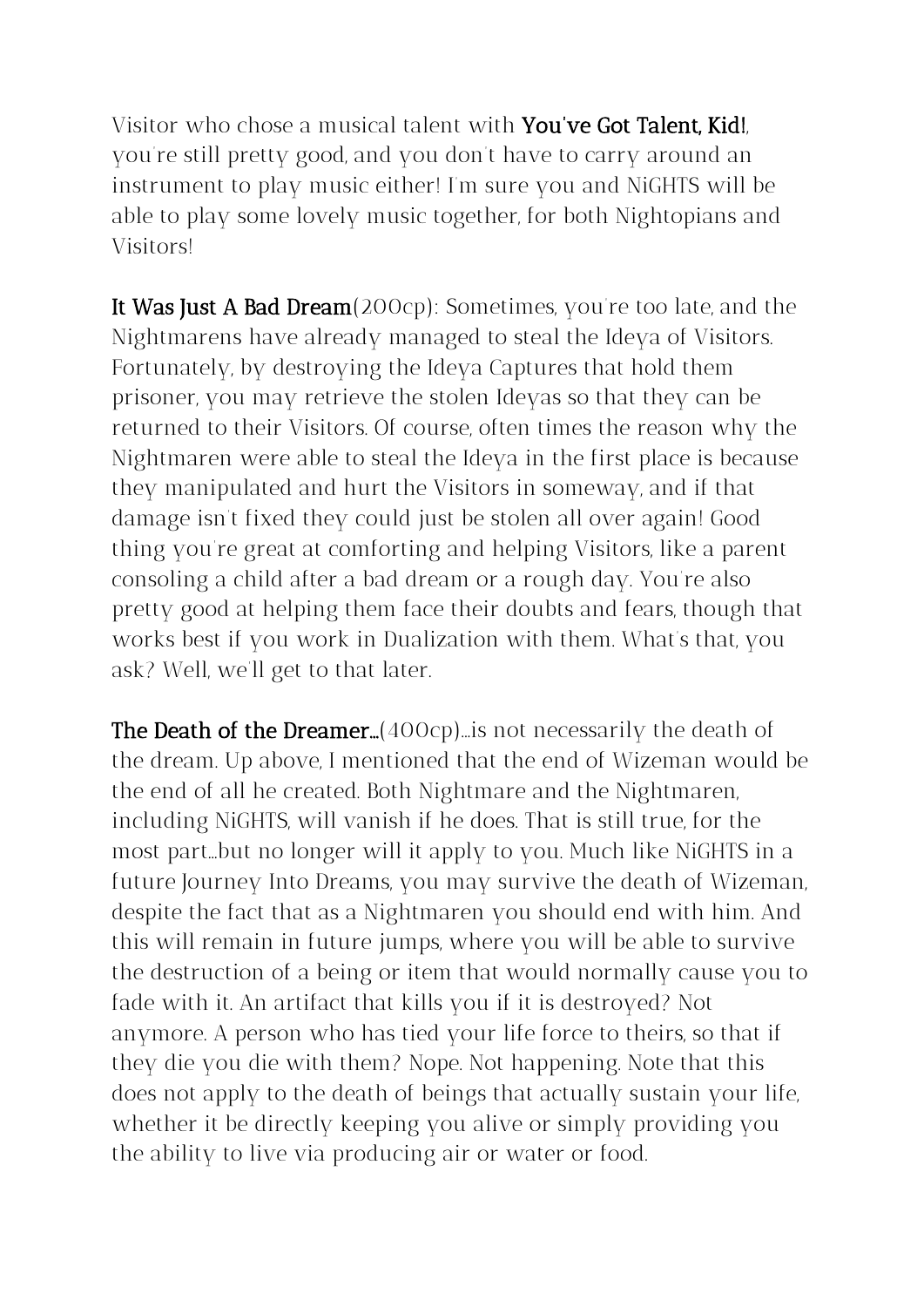Visitor who chose a musical talent with **You've Got Talent, Kid!**, you're still pretty good, and you don't have to carry around an instrument to play music either! I'm sure you and NiGHTS will be able to play some lovely music together, for both Nightopians and Visitors!

**It Was Just A Bad Dream**(200cp): Sometimes, you're too late, and the Nightmarens have already managed to steal the Ideya of Visitors. Fortunately, by destroying the Ideya Captures that hold them prisoner, you may retrieve the stolen Ideyas so that they can be returned to their Visitors. Of course, often times the reason why the Nightmaren were able to steal the Ideya in the first place is because they manipulated and hurt the Visitors in someway, and if that damage isn't fixed they could just be stolen all over again! Good thing you're great at comforting and helping Visitors, like a parent consoling a child after a bad dream or a rough day. You're also pretty good at helping them face their doubts and fears, though that works best if you work in Dualization with them. What's that, you ask? Well, we'll get to that later.

**The Death of the Dreamer…**(400cp)…is not necessarily the death of the dream. Up above, I mentioned that the end of Wizeman would be the end of all he created. Both Nightmare and the Nightmaren, including NiGHTS, will vanish if he does. That is still true, for the most part…but no longer will it apply to you. Much like NiGHTS in a future Journey Into Dreams, you may survive the death of Wizeman, despite the fact that as a Nightmaren you should end with him. And this will remain in future jumps, where you will be able to survive the destruction of a being or item that would normally cause you to fade with it. An artifact that kills you if it is destroyed? Not anymore. A person who has tied your life force to theirs, so that if they die you die with them? Nope. Not happening. Note that this does not apply to the death of beings that actually sustain your life, whether it be directly keeping you alive or simply providing you the ability to live via producing air or water or food.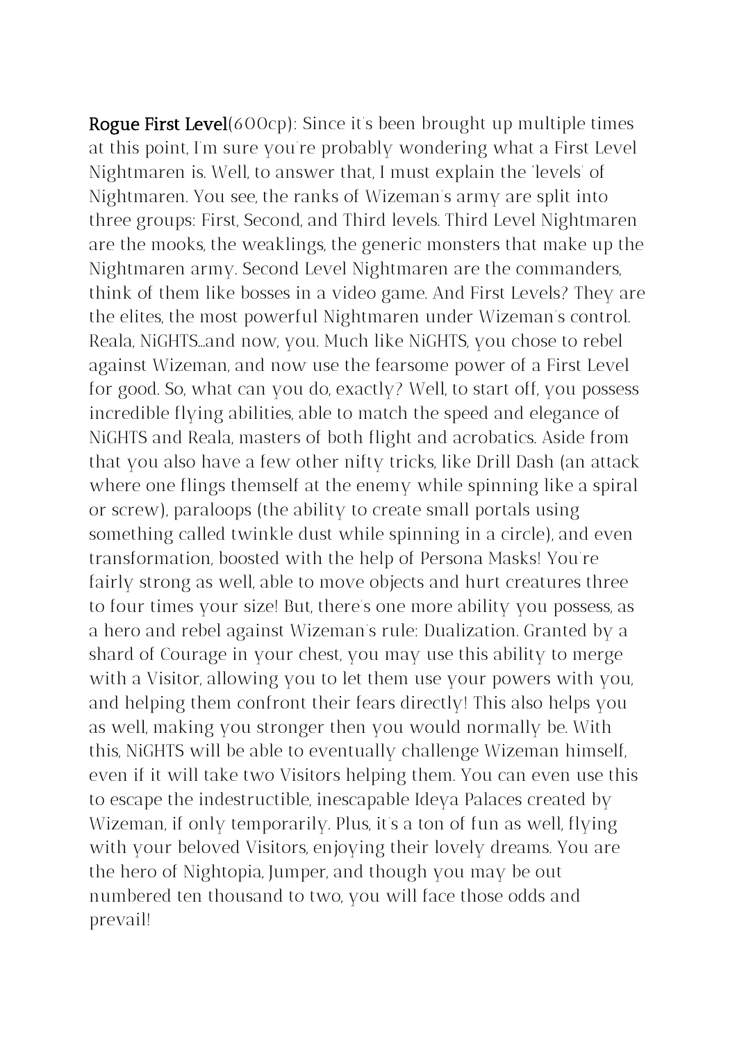**Rogue First Level**(600cp): Since it's been brought up multiple times at this point, I'm sure you're probably wondering what a First Level Nightmaren is. Well, to answer that, I must explain the 'levels' of Nightmaren. You see, the ranks of Wizeman's army are split into three groups: First, Second, and Third levels. Third Level Nightmaren are the mooks, the weaklings, the generic monsters that make up the Nightmaren army. Second Level Nightmaren are the commanders, think of them like bosses in a video game. And First Levels? They are the elites, the most powerful Nightmaren under Wizeman's control. Reala, NiGHTS...and now, you. Much like NiGHTS, you chose to rebel against Wizeman, and now use the fearsome power of a First Level for good. So, what can you do, exactly? Well, to start off, you possess incredible flying abilities, able to match the speed and elegance of NiGHTS and Reala, masters of both flight and acrobatics. Aside from that you also have a few other nifty tricks, like Drill Dash (an attack where one flings themself at the enemy while spinning like a spiral or screw), paraloops (the ability to create small portals using something called twinkle dust while spinning in a circle), and even transformation, boosted with the help of Persona Masks! You're fairly strong as well, able to move objects and hurt creatures three to four times your size! But, there's one more ability you possess, as a hero and rebel against Wizeman's rule: Dualization. Granted by a shard of Courage in your chest, you may use this ability to merge with a Visitor, allowing you to let them use your powers with you, and helping them confront their fears directly! This also helps you as well, making you stronger then you would normally be. With this, NiGHTS will be able to eventually challenge Wizeman himself, even if it will take two Visitors helping them. You can even use this to escape the indestructible, inescapable Ideya Palaces created by Wizeman, if only temporarily. Plus, it's a ton of fun as well, flying with your beloved Visitors, enjoying their lovely dreams. You are the hero of Nightopia, Jumper, and though you may be out numbered ten thousand to two, you will face those odds and prevail!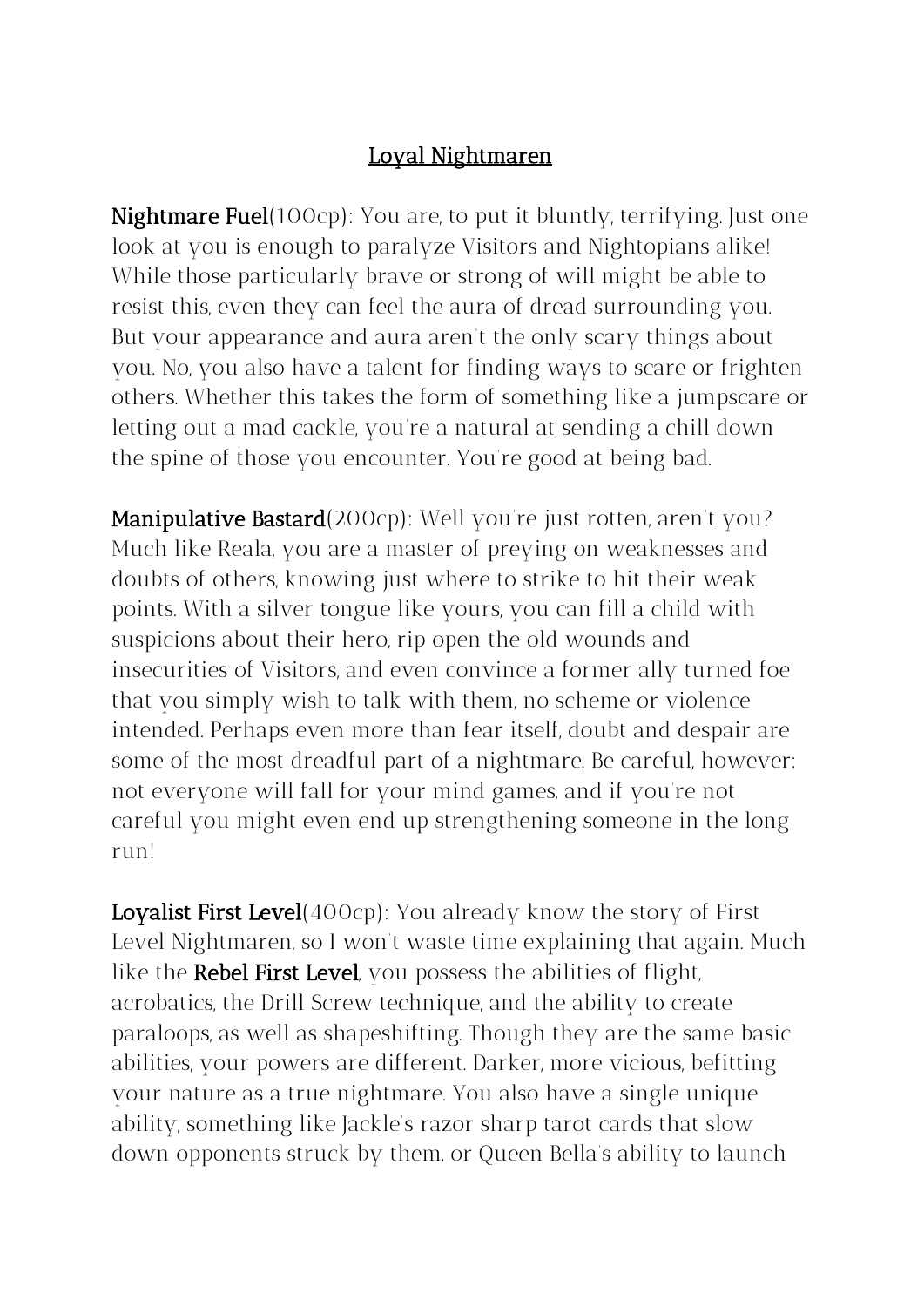## Loyal Nightmaren

**Nightmare Fuel**(100cp): You are, to put it bluntly, terrifying. Just one look at you is enough to paralyze Visitors and Nightopians alike! While those particularly brave or strong of will might be able to resist this, even they can feel the aura of dread surrounding you. But your appearance and aura aren't the only scary things about you. No, you also have a talent for finding ways to scare or frighten others. Whether this takes the form of something like a jumpscare or letting out a mad cackle, you're a natural at sending a chill down the spine of those you encounter. You're good at being bad.

**Manipulative Bastard**(200cp): Well you're just rotten, aren't you? Much like Reala, you are a master of preying on weaknesses and doubts of others, knowing just where to strike to hit their weak points. With a silver tongue like yours, you can fill a child with suspicions about their hero, rip open the old wounds and insecurities of Visitors, and even convince a former ally turned foe that you simply wish to talk with them, no scheme or violence intended. Perhaps even more than fear itself, doubt and despair are some of the most dreadful part of a nightmare. Be careful, however: not everyone will fall for your mind games, and if you're not careful you might even end up strengthening someone in the long run!

**Loyalist First Level**(400cp): You already know the story of First Level Nightmaren, so I won't waste time explaining that again. Much like the **Rebel First Level**, you possess the abilities of flight, acrobatics, the Drill Screw technique, and the ability to create paraloops, as well as shapeshifting. Though they are the same basic abilities, your powers are different. Darker, more vicious, befitting your nature as a true nightmare. You also have a single unique ability, something like Jackle's razor sharp tarot cards that slow down opponents struck by them, or Queen Bella's ability to launch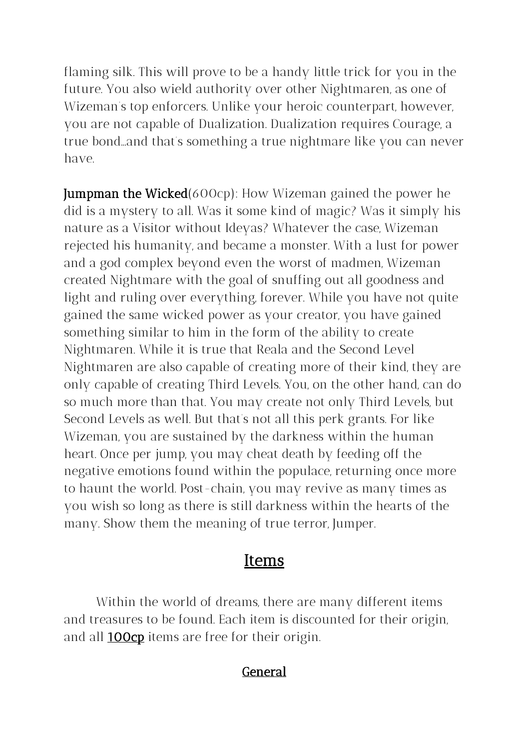flaming silk. This will prove to be a handy little trick for you in the future. You also wield authority over other Nightmaren, as one of Wizeman's top enforcers. Unlike your heroic counterpart, however, you are not capable of Dualization. Dualization requires Courage, a true bond...and that's something a true nightmare like you can never have.

**Jumpman the Wicked**(600cp): How Wizeman gained the power he did is a mystery to all. Was it some kind of magic? Was it simply his nature as a Visitor without Ideyas? Whatever the case, Wizeman rejected his humanity, and became a monster. With a lust for power and a god complex beyond even the worst of madmen, Wizeman created Nightmare with the goal of snuffing out all goodness and light and ruling over everything, forever. While you have not quite gained the same wicked power as your creator, you have gained something similar to him in the form of the ability to create Nightmaren. While it is true that Reala and the Second Level Nightmaren are also capable of creating more of their kind, they are only capable of creating Third Levels. You, on the other hand, can do so much more than that. You may create not only Third Levels, but Second Levels as well. But that's not all this perk grants. For like Wizeman, you are sustained by the darkness within the human heart. Once per jump, you may cheat death by feeding off the negative emotions found within the populace, returning once more to haunt the world. Post-chain, you may revive as many times as you wish so long as there is still darkness within the hearts of the many. Show them the meaning of true terror, Jumper.

## Items

Within the world of dreams, there are many different items and treasures to be found. Each item is discounted for their origin, and all **100cp** items are free for their origin.

### General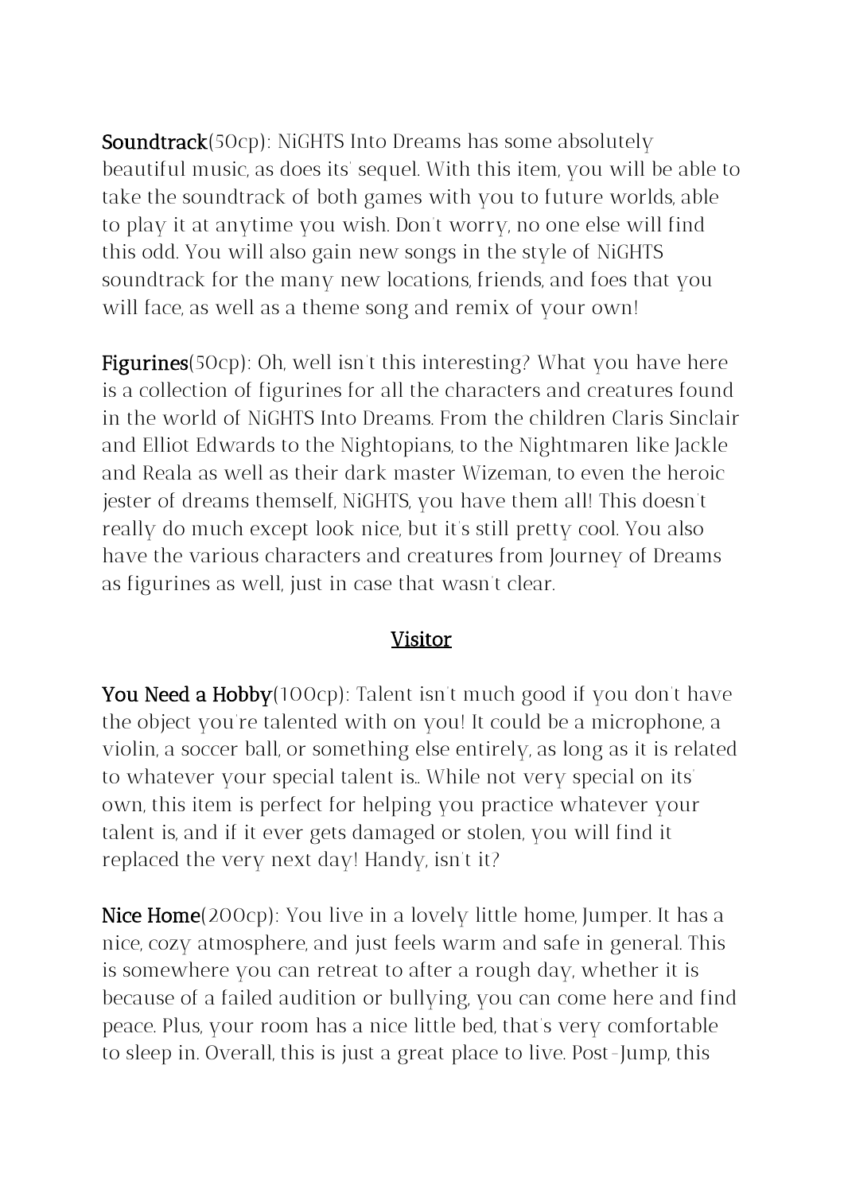**Soundtrack**(50cp): NiGHTS Into Dreams has some absolutely beautiful music, as does its' sequel. With this item, you will be able to take the soundtrack of both games with you to future worlds, able to play it at anytime you wish. Don't worry, no one else will find this odd. You will also gain new songs in the style of NiGHTS soundtrack for the many new locations, friends, and foes that you will face, as well as a theme song and remix of your own!

**Figurines**(50cp): Oh, well isn't this interesting? What you have here is a collection of figurines for all the characters and creatures found in the world of NiGHTS Into Dreams. From the children Claris Sinclair and Elliot Edwards to the Nightopians, to the Nightmaren like Jackle and Reala as well as their dark master Wizeman, to even the heroic jester of dreams themself, NiGHTS, you have them all! This doesn't really do much except look nice, but it's still pretty cool. You also have the various characters and creatures from Journey of Dreams as figurines as well, just in case that wasn't clear.

## Visitor

**You Need a Hobby**(100cp): Talent isn't much good if you don't have the object you're talented with on you! It could be a microphone, a violin, a soccer ball, or something else entirely, as long as it is related to whatever your special talent is.. While not very special on its' own, this item is perfect for helping you practice whatever your talent is, and if it ever gets damaged or stolen, you will find it replaced the very next day! Handy, isn't it?

**Nice Home**(200cp): You live in a lovely little home, Jumper. It has a nice, cozy atmosphere, and just feels warm and safe in general. This is somewhere you can retreat to after a rough day, whether it is because of a failed audition or bullying, you can come here and find peace. Plus, your room has a nice little bed, that's very comfortable to sleep in. Overall, this is just a great place to live. Post-Jump, this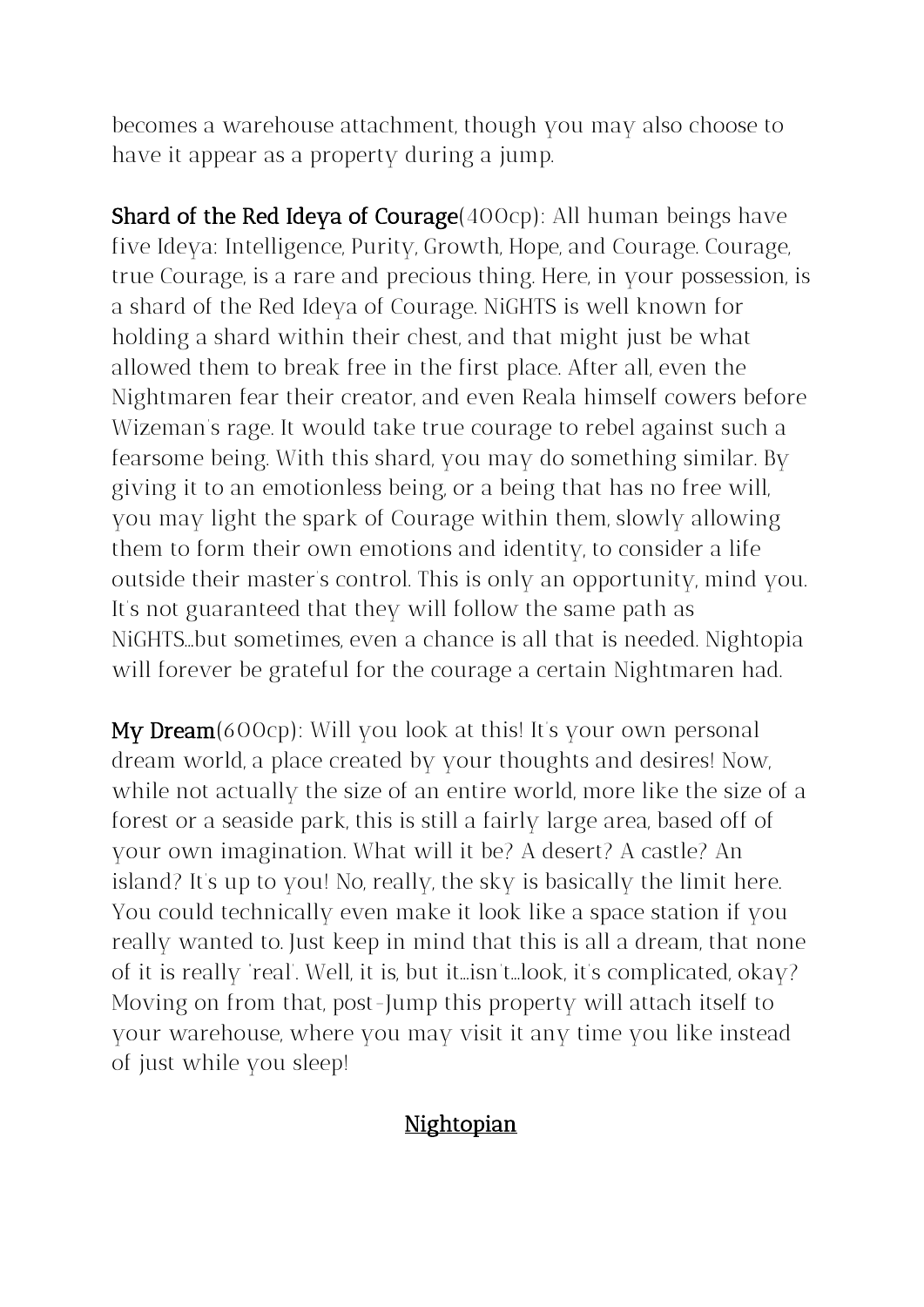becomes a warehouse attachment, though you may also choose to have it appear as a property during a jump.

**Shard of the Red Ideya of Courage**(400cp): All human beings have five Ideya: Intelligence, Purity, Growth, Hope, and Courage. Courage, true Courage, is a rare and precious thing. Here, in your possession, is a shard of the Red Ideya of Courage. NiGHTS is well known for holding a shard within their chest, and that might just be what allowed them to break free in the first place. After all, even the Nightmaren fear their creator, and even Reala himself cowers before Wizeman's rage. It would take true courage to rebel against such a fearsome being. With this shard, you may do something similar. By giving it to an emotionless being, or a being that has no free will, you may light the spark of Courage within them, slowly allowing them to form their own emotions and identity, to consider a life outside their master's control. This is only an opportunity, mind you. It's not guaranteed that they will follow the same path as NiGHTS...but sometimes, even a chance is all that is needed. Nightopia will forever be grateful for the courage a certain Nightmaren had.

**My Dream**(600cp): Will you look at this! It's your own personal dream world, a place created by your thoughts and desires! Now, while not actually the size of an entire world, more like the size of a forest or a seaside park, this is still a fairly large area, based off of your own imagination. What will it be? A desert? A castle? An island? It's up to you! No, really, the sky is basically the limit here. You could technically even make it look like a space station if you really wanted to. Just keep in mind that this is all a dream, that none of it is really 'real'. Well, it is, but it...isn't...look, it's complicated, okay? Moving on from that, post-Jump this property will attach itself to your warehouse, where you may visit it any time you like instead of just while you sleep!

## Nightopian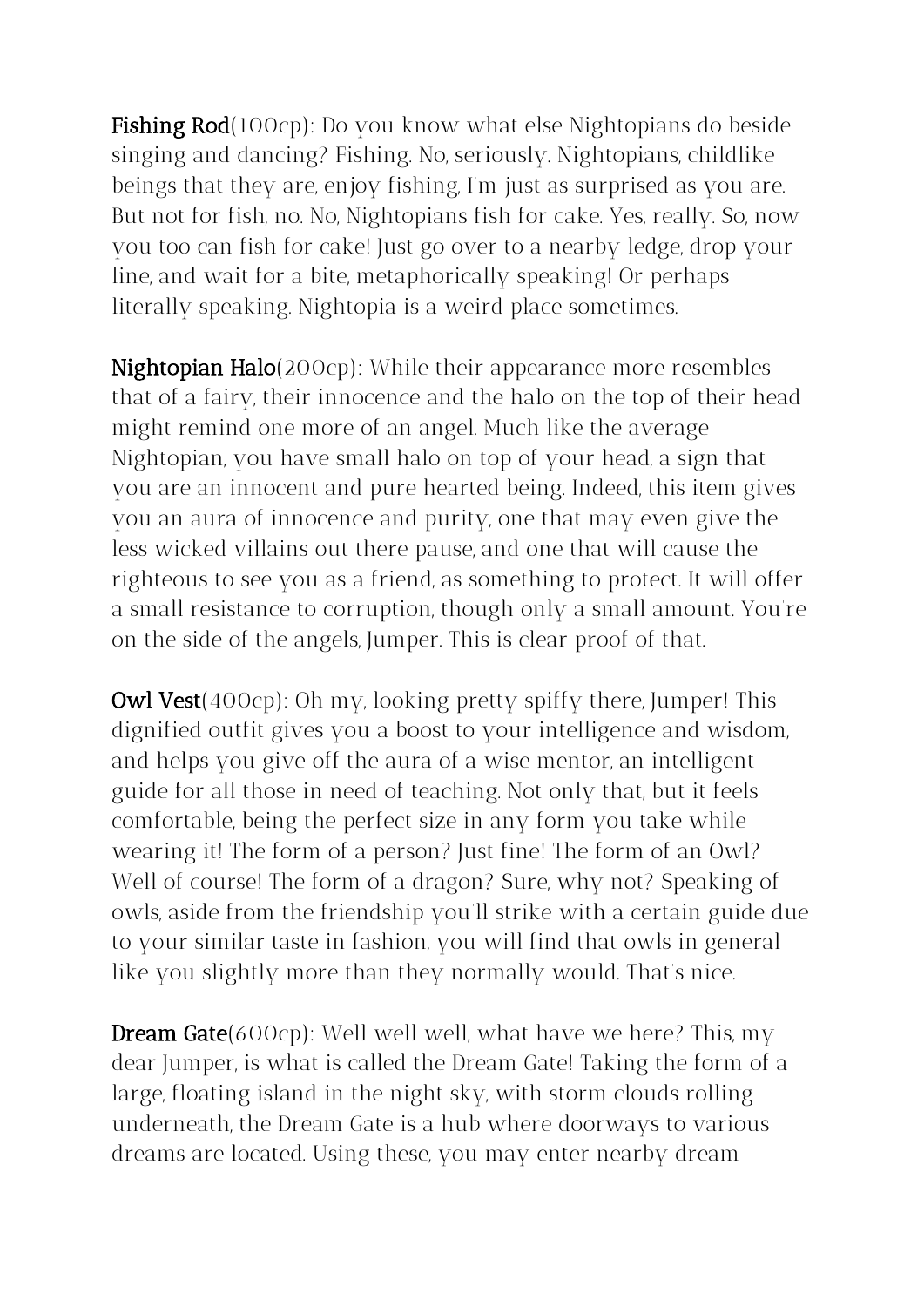**Fishing Rod**(100cp): Do you know what else Nightopians do beside singing and dancing? Fishing. No, seriously. Nightopians, childlike beings that they are, enjoy fishing, I'm just as surprised as you are. But not for fish, no. No, Nightopians fish for cake. Yes, really. So, now you too can fish for cake! Just go over to a nearby ledge, drop your line, and wait for a bite, metaphorically speaking! Or perhaps literally speaking. Nightopia is a weird place sometimes.

**Nightopian Halo**(200cp): While their appearance more resembles that of a fairy, their innocence and the halo on the top of their head might remind one more of an angel. Much like the average Nightopian, you have small halo on top of your head, a sign that you are an innocent and pure hearted being. Indeed, this item gives you an aura of innocence and purity, one that may even give the less wicked villains out there pause, and one that will cause the righteous to see you as a friend, as something to protect. It will offer a small resistance to corruption, though only a small amount. You're on the side of the angels, Jumper. This is clear proof of that.

**Owl Vest**(400cp): Oh my, looking pretty spiffy there, Jumper! This dignified outfit gives you a boost to your intelligence and wisdom, and helps you give off the aura of a wise mentor, an intelligent guide for all those in need of teaching. Not only that, but it feels comfortable, being the perfect size in any form you take while wearing it! The form of a person? Just fine! The form of an Owl? Well of course! The form of a dragon? Sure, why not? Speaking of owls, aside from the friendship you'll strike with a certain guide due to your similar taste in fashion, you will find that owls in general like you slightly more than they normally would. That's nice.

**Dream Gate**(600cp): Well well well, what have we here? This, my dear Jumper, is what is called the Dream Gate! Taking the form of a large, floating island in the night sky, with storm clouds rolling underneath, the Dream Gate is a hub where doorways to various dreams are located. Using these, you may enter nearby dream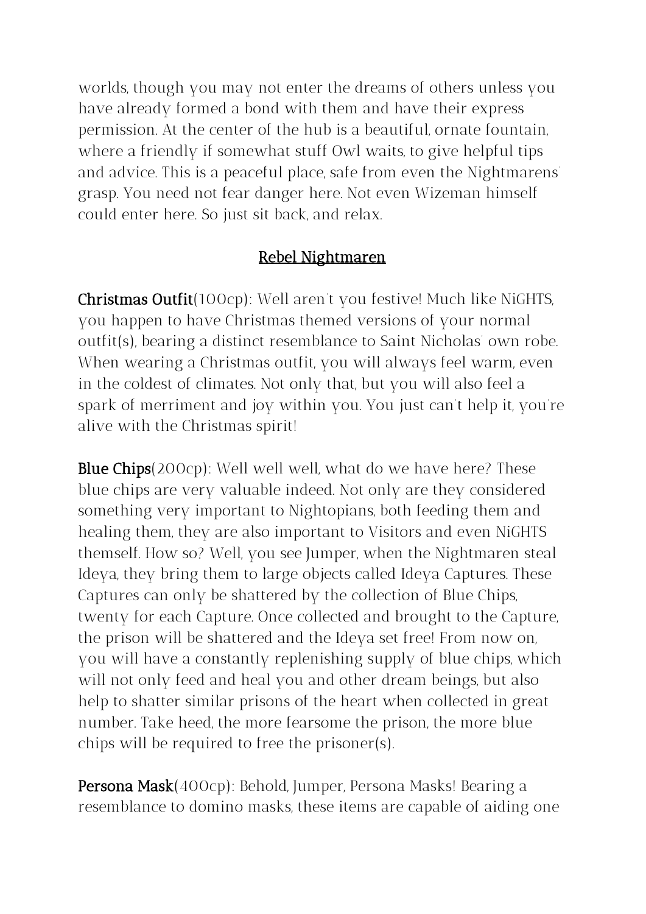worlds, though you may not enter the dreams of others unless you have already formed a bond with them and have their express permission. At the center of the hub is a beautiful, ornate fountain, where a friendly if somewhat stuff Owl waits, to give helpful tips and advice. This is a peaceful place, safe from even the Nightmarens' grasp. You need not fear danger here. Not even Wizeman himself could enter here. So just sit back, and relax.

## Rebel Nightmaren

**Christmas Outfit**(100cp): Well aren't you festive! Much like NiGHTS, you happen to have Christmas themed versions of your normal outfit(s), bearing a distinct resemblance to Saint Nicholas' own robe. When wearing a Christmas outfit, you will always feel warm, even in the coldest of climates. Not only that, but you will also feel a spark of merriment and joy within you. You just can't help it, you're alive with the Christmas spirit!

**Blue Chips**(200cp): Well well well, what do we have here? These blue chips are very valuable indeed. Not only are they considered something very important to Nightopians, both feeding them and healing them, they are also important to Visitors and even NiGHTS themself. How so? Well, you see Jumper, when the Nightmaren steal Ideya, they bring them to large objects called Ideya Captures. These Captures can only be shattered by the collection of Blue Chips, twenty for each Capture. Once collected and brought to the Capture, the prison will be shattered and the Ideya set free! From now on, you will have a constantly replenishing supply of blue chips, which will not only feed and heal you and other dream beings, but also help to shatter similar prisons of the heart when collected in great number. Take heed, the more fearsome the prison, the more blue chips will be required to free the prisoner(s).

**Persona Mask**(400cp): Behold, Jumper, Persona Masks! Bearing a resemblance to domino masks, these items are capable of aiding one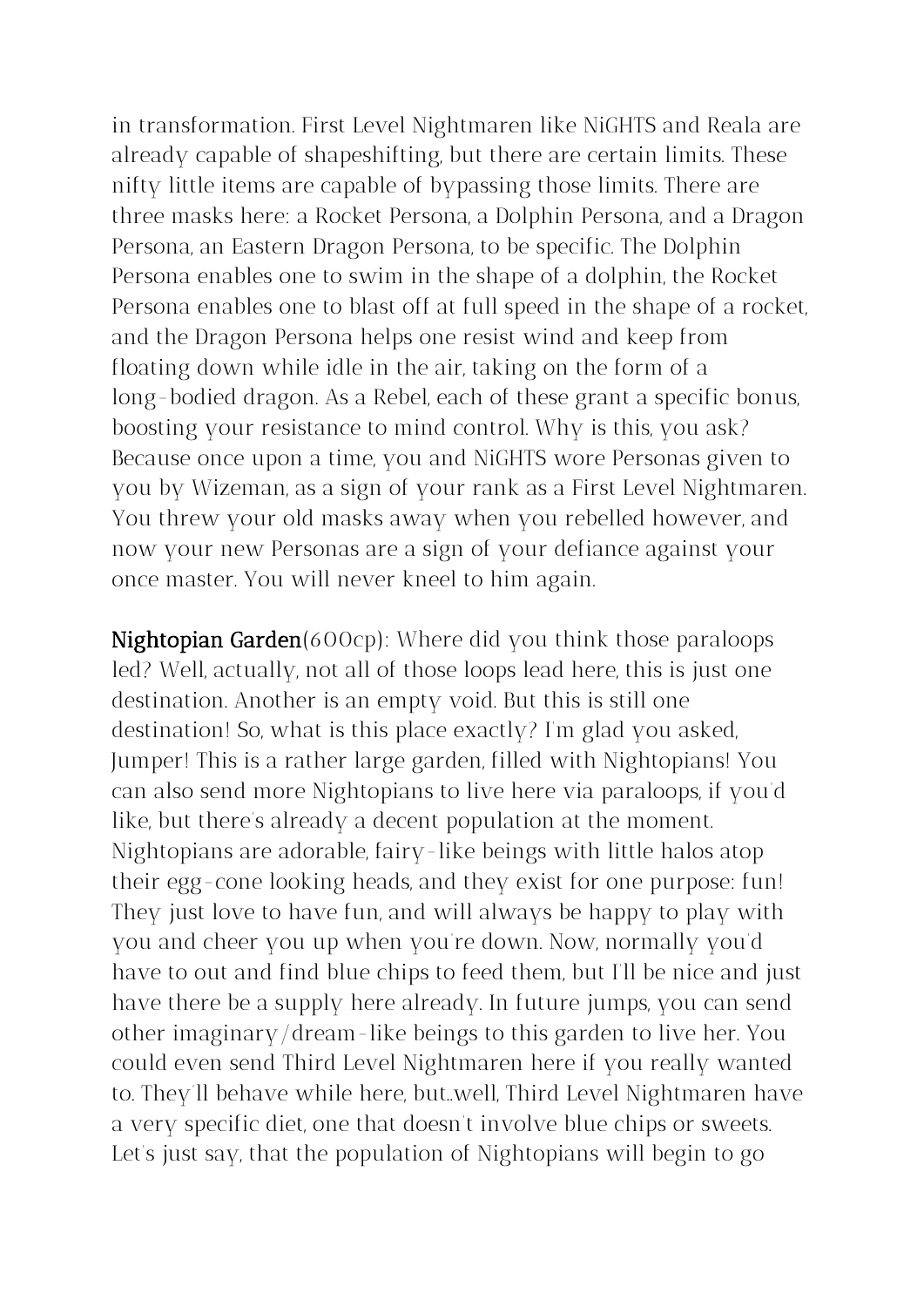in transformation. First Level Nightmaren like NiGHTS and Reala are already capable of shapeshifting, but there are certain limits. These nifty little items are capable of bypassing those limits. There are three masks here: a Rocket Persona, a Dolphin Persona, and a Dragon Persona, an Eastern Dragon Persona, to be specific. The Dolphin Persona enables one to swim in the shape of a dolphin, the Rocket Persona enables one to blast off at full speed in the shape of a rocket, and the Dragon Persona helps one resist wind and keep from floating down while idle in the air, taking on the form of a long-bodied dragon. As a Rebel, each of these grant a specific bonus, boosting your resistance to mind control. Why is this, you ask? Because once upon a time, you and NiGHTS wore Personas given to you by Wizeman, as a sign of your rank as a First Level Nightmaren. You threw your old masks away when you rebelled however, and now your new Personas are a sign of your defiance against your once master. You will never kneel to him again.

**Nightopian Garden**(600cp): Where did you think those paraloops led? Well, actually, not all of those loops lead here, this is just one destination. Another is an empty void. But this is still one destination! So, what is this place exactly? I'm glad you asked, Jumper! This is a rather large garden, filled with Nightopians! You can also send more Nightopians to live here via paraloops, if you'd like, but there's already a decent population at the moment. Nightopians are adorable, fairy-like beings with little halos atop their egg-cone looking heads, and they exist for one purpose: fun! They just love to have fun, and will always be happy to play with you and cheer you up when you're down. Now, normally you'd have to out and find blue chips to feed them, but I'll be nice and just have there be a supply here already. In future jumps, you can send other imaginary/dream-like beings to this garden to live her. You could even send Third Level Nightmaren here if you really wanted to. They'll behave while here, but..well, Third Level Nightmaren have a very specific diet, one that doesn't involve blue chips or sweets. Let's just say, that the population of Nightopians will begin to go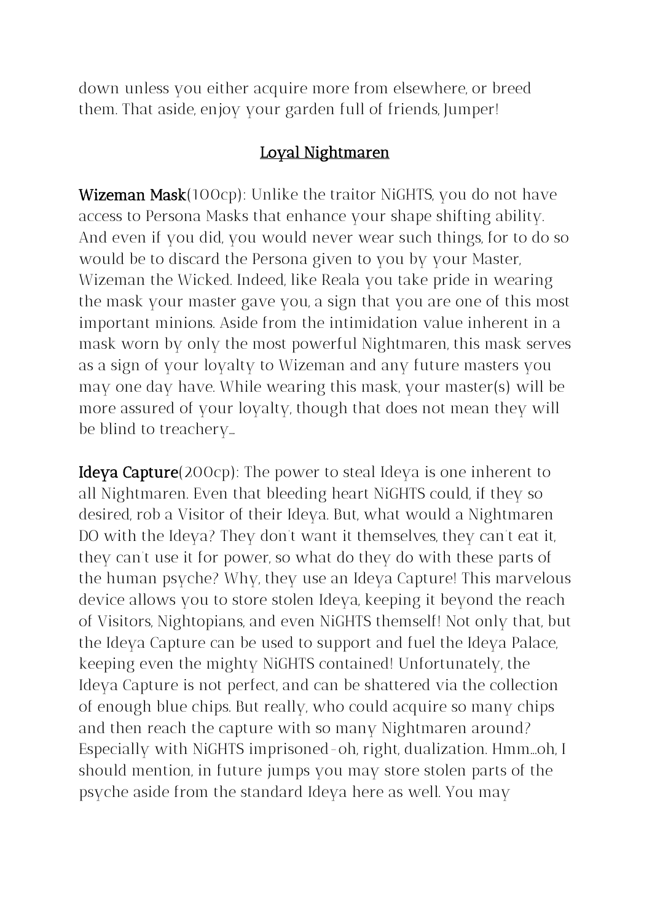down unless you either acquire more from elsewhere, or breed them. That aside, enjoy your garden full of friends, Jumper!

## Loyal Nightmaren

**Wizeman Mask**(100cp): Unlike the traitor NiGHTS, you do not have access to Persona Masks that enhance your shape shifting ability. And even if you did, you would never wear such things, for to do so would be to discard the Persona given to you by your Master, Wizeman the Wicked. Indeed, like Reala you take pride in wearing the mask your master gave you, a sign that you are one of this most important minions. Aside from the intimidation value inherent in a mask worn by only the most powerful Nightmaren, this mask serves as a sign of your loyalty to Wizeman and any future masters you may one day have. While wearing this mask, your master(s) will be more assured of your loyalty, though that does not mean they will be blind to treachery…

**Ideya Capture**(200cp): The power to steal Ideya is one inherent to all Nightmaren. Even that bleeding heart NiGHTS could, if they so desired, rob a Visitor of their Ideya. But, what would a Nightmaren DO with the Ideya? They don't want it themselves, they can't eat it, they can't use it for power, so what do they do with these parts of the human psyche? Why, they use an Ideya Capture! This marvelous device allows you to store stolen Ideya, keeping it beyond the reach of Visitors, Nightopians, and even NiGHTS themself! Not only that, but the Ideya Capture can be used to support and fuel the Ideya Palace, keeping even the mighty NiGHTS contained! Unfortunately, the Ideya Capture is not perfect, and can be shattered via the collection of enough blue chips. But really, who could acquire so many chips and then reach the capture with so many Nightmaren around? Especially with NiGHTS imprisoned-oh, right, dualization. Hmm…oh, I should mention, in future jumps you may store stolen parts of the psyche aside from the standard Ideya here as well. You may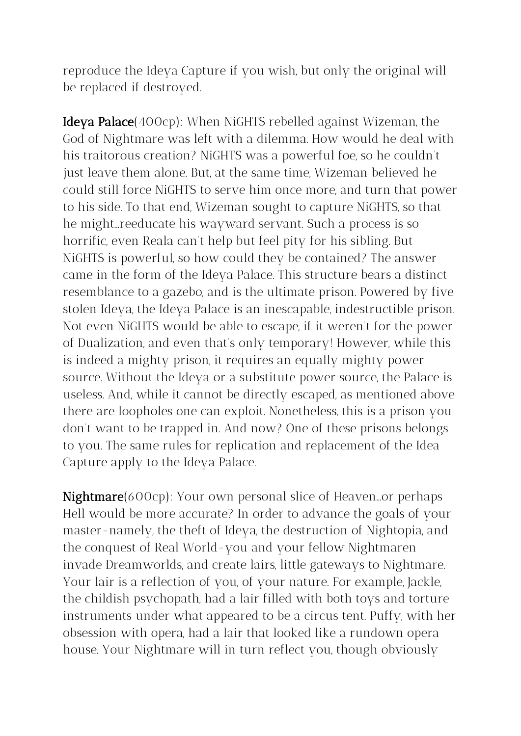reproduce the Ideya Capture if you wish, but only the original will be replaced if destroyed.

**Ideya Palace**(400cp): When NiGHTS rebelled against Wizeman, the God of Nightmare was left with a dilemma. How would he deal with his traitorous creation? NiGHTS was a powerful foe, so he couldn't just leave them alone. But, at the same time, Wizeman believed he could still force NiGHTS to serve him once more, and turn that power to his side. To that end, Wizeman sought to capture NiGHTS, so that he might...reeducate his wayward servant. Such a process is so horrific, even Reala can't help but feel pity for his sibling. But NiGHTS is powerful, so how could they be contained? The answer came in the form of the Ideya Palace. This structure bears a distinct resemblance to a gazebo, and is the ultimate prison. Powered by five stolen Ideya, the Ideya Palace is an inescapable, indestructible prison. Not even NiGHTS would be able to escape, if it weren't for the power of Dualization, and even that's only temporary! However, while this is indeed a mighty prison, it requires an equally mighty power source. Without the Ideya or a substitute power source, the Palace is useless. And, while it cannot be directly escaped, as mentioned above there are loopholes one can exploit. Nonetheless, this is a prison you don't want to be trapped in. And now? One of these prisons belongs to you. The same rules for replication and replacement of the Idea Capture apply to the Ideya Palace.

**Nightmare**(600cp): Your own personal slice of Heaven...or perhaps Hell would be more accurate? In order to advance the goals of your master-namely, the theft of Ideya, the destruction of Nightopia, and the conquest of Real World-you and your fellow Nightmaren invade Dreamworlds, and create lairs, little gateways to Nightmare. Your lair is a reflection of you, of your nature. For example, Jackle, the childish psychopath, had a lair filled with both toys and torture instruments under what appeared to be a circus tent. Puffy, with her obsession with opera, had a lair that looked like a rundown opera house. Your Nightmare will in turn reflect you, though obviously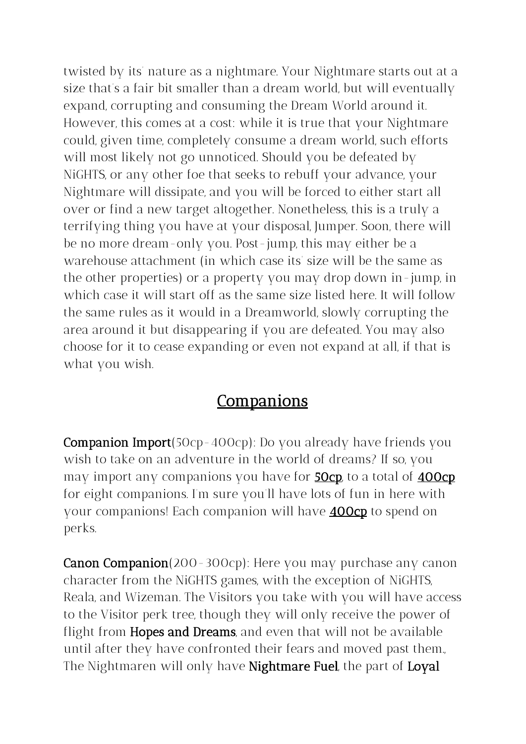twisted by its' nature as a nightmare. Your Nightmare starts out at a size that's a fair bit smaller than a dream world, but will eventually expand, corrupting and consuming the Dream World around it. However, this comes at a cost: while it is true that your Nightmare could, given time, completely consume a dream world, such efforts will most likely not go unnoticed. Should you be defeated by NiGHTS, or any other foe that seeks to rebuff your advance, your Nightmare will dissipate, and you will be forced to either start all over or find a new target altogether. Nonetheless, this is a truly a terrifying thing you have at your disposal, Jumper. Soon, there will be no more dream-only you. Post-jump, this may either be a warehouse attachment (in which case its' size will be the same as the other properties) or a property you may drop down in-jump, in which case it will start off as the same size listed here. It will follow the same rules as it would in a Dreamworld, slowly corrupting the area around it but disappearing if you are defeated. You may also choose for it to cease expanding or even not expand at all, if that is what you wish.

## Companions

**Companion Import**(50cp-400cp): Do you already have friends you wish to take on an adventure in the world of dreams? If so, you may import any companions you have for **50cp**, to a total of **400cp** for eight companions. I'm sure you'll have lots of fun in here with your companions! Each companion will have **400cp** to spend on perks.

**Canon Companion**(200-300cp): Here you may purchase any canon character from the NiGHTS games, with the exception of NiGHTS, Reala, and Wizeman. The Visitors you take with you will have access to the Visitor perk tree, though they will only receive the power of flight from **Hopes and Dreams**, and even that will not be available until after they have confronted their fears and moved past them., The Nightmaren will only have **Nightmare Fuel**, the part of **Loyal**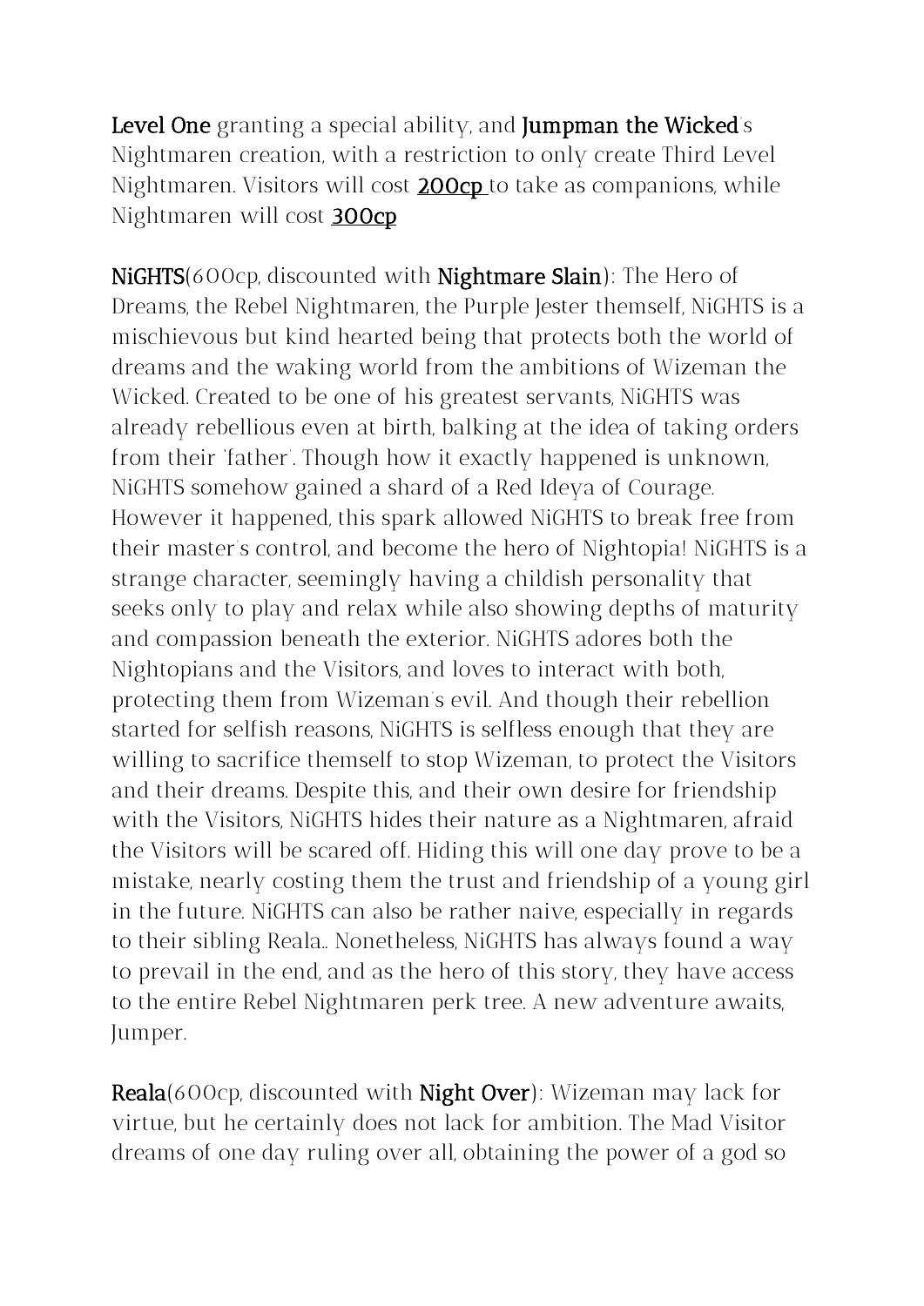**Level One** granting a special ability, and **Jumpman the Wicked**'s Nightmaren creation, with a restriction to only create Third Level Nightmaren. Visitors will cost **200cp** to take as companions, while Nightmaren will cost **300cp**

**NiGHTS**(600cp, discounted with **Nightmare Slain**): The Hero of Dreams, the Rebel Nightmaren, the Purple Jester themself, NiGHTS is a mischievous but kind hearted being that protects both the world of dreams and the waking world from the ambitions of Wizeman the Wicked. Created to be one of his greatest servants, NiGHTS was already rebellious even at birth, balking at the idea of taking orders from their 'father'. Though how it exactly happened is unknown, NiGHTS somehow gained a shard of a Red Ideya of Courage. However it happened, this spark allowed NiGHTS to break free from their master's control, and become the hero of Nightopia! NiGHTS is a strange character, seemingly having a childish personality that seeks only to play and relax while also showing depths of maturity and compassion beneath the exterior. NiGHTS adores both the Nightopians and the Visitors, and loves to interact with both, protecting them from Wizeman's evil. And though their rebellion started for selfish reasons, NiGHTS is selfless enough that they are willing to sacrifice themself to stop Wizeman, to protect the Visitors and their dreams. Despite this, and their own desire for friendship with the Visitors, NiGHTS hides their nature as a Nightmaren, afraid the Visitors will be scared off. Hiding this will one day prove to be a mistake, nearly costing them the trust and friendship of a young girl in the future. NiGHTS can also be rather naive, especially in regards to their sibling Reala.. Nonetheless, NiGHTS has always found a way to prevail in the end, and as the hero of this story, they have access to the entire Rebel Nightmaren perk tree. A new adventure awaits, Jumper.

**Reala**(600cp, discounted with **Night Over**): Wizeman may lack for virtue, but he certainly does not lack for ambition. The Mad Visitor dreams of one day ruling over all, obtaining the power of a god so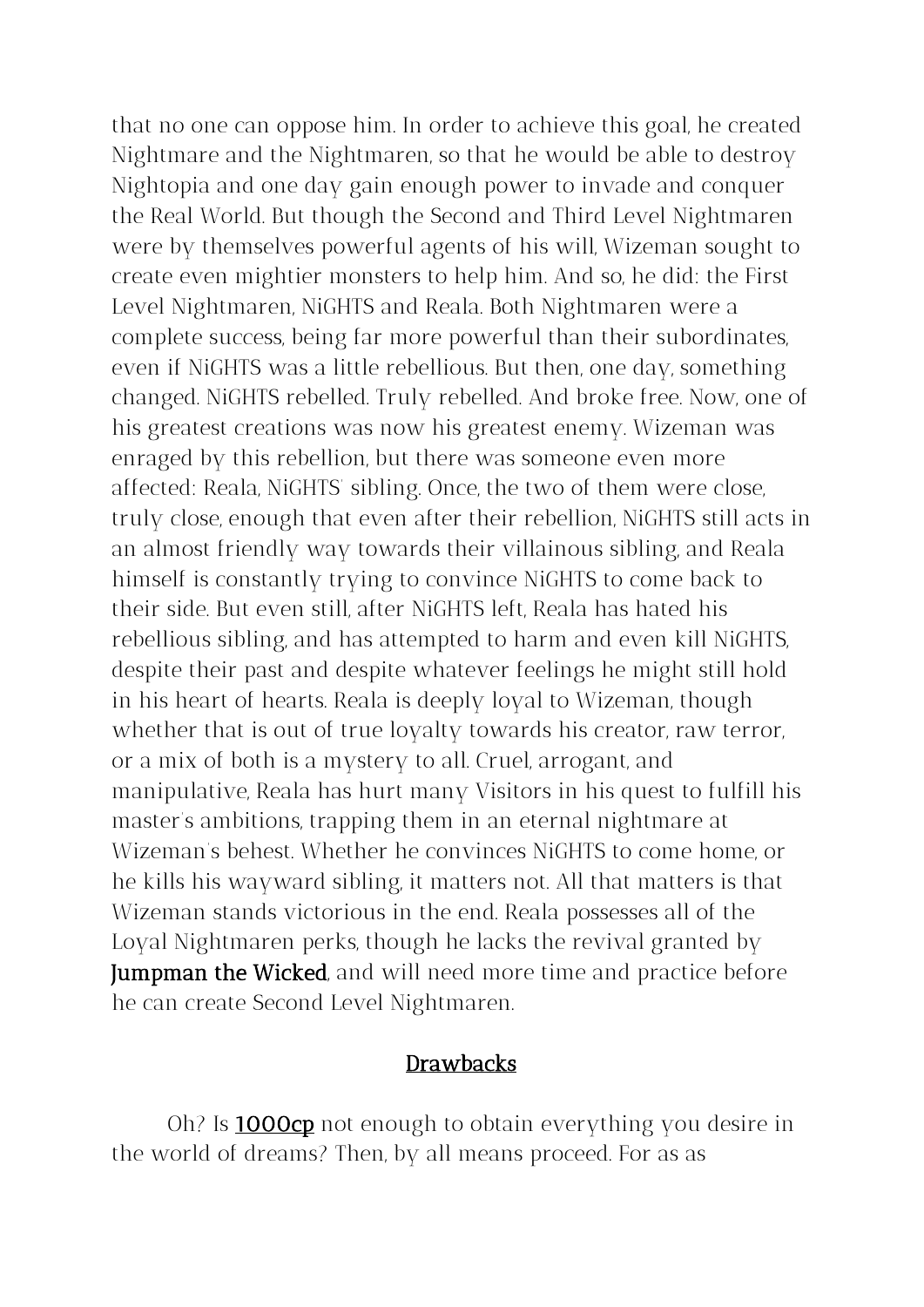that no one can oppose him. In order to achieve this goal, he created Nightmare and the Nightmaren, so that he would be able to destroy Nightopia and one day gain enough power to invade and conquer the Real World. But though the Second and Third Level Nightmaren were by themselves powerful agents of his will, Wizeman sought to create even mightier monsters to help him. And so, he did: the First Level Nightmaren, NiGHTS and Reala. Both Nightmaren were a complete success, being far more powerful than their subordinates, even if NiGHTS was a little rebellious. But then, one day, something changed. NiGHTS rebelled. Truly rebelled. And broke free. Now, one of his greatest creations was now his greatest enemy. Wizeman was enraged by this rebellion, but there was someone even more affected: Reala, NiGHTS' sibling. Once, the two of them were close, truly close, enough that even after their rebellion, NiGHTS still acts in an almost friendly way towards their villainous sibling, and Reala himself is constantly trying to convince NiGHTS to come back to their side. But even still, after NiGHTS left, Reala has hated his rebellious sibling, and has attempted to harm and even kill NiGHTS, despite their past and despite whatever feelings he might still hold in his heart of hearts. Reala is deeply loyal to Wizeman, though whether that is out of true loyalty towards his creator, raw terror, or a mix of both is a mystery to all. Cruel, arrogant, and manipulative, Reala has hurt many Visitors in his quest to fulfill his master's ambitions, trapping them in an eternal nightmare at Wizeman's behest. Whether he convinces NiGHTS to come home, or he kills his wayward sibling, it matters not. All that matters is that Wizeman stands victorious in the end. Reala possesses all of the Loyal Nightmaren perks, though he lacks the revival granted by **Jumpman the Wicked**, and will need more time and practice before he can create Second Level Nightmaren.

## Drawbacks

Oh? Is **1000cp** not enough to obtain everything you desire in the world of dreams? Then, by all means proceed. For as as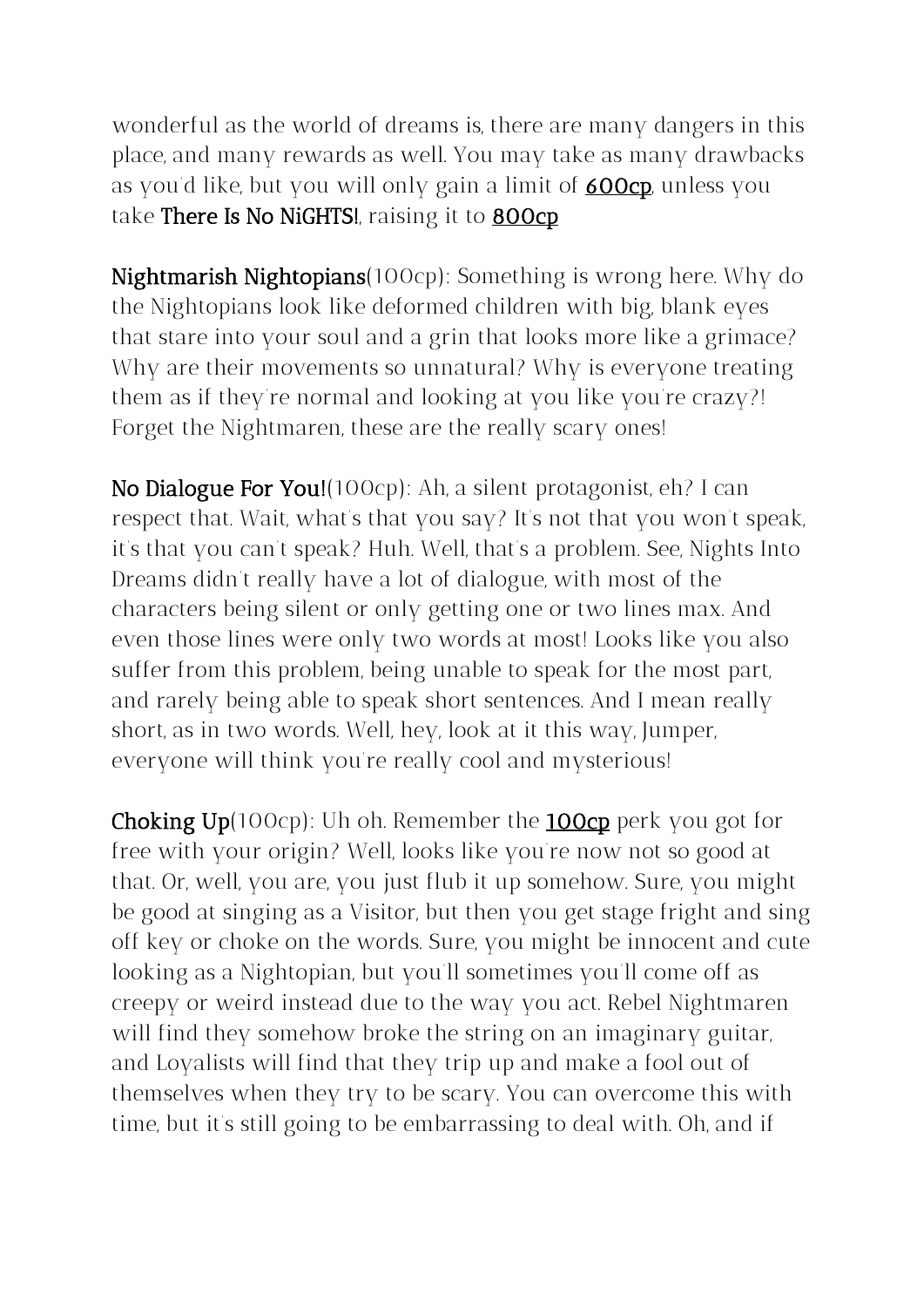wonderful as the world of dreams is, there are many dangers in this place, and many rewards as well. You may take as many drawbacks as you'd like, but you will only gain a limit of **600cp**, unless you take **There Is No NiGHTS!**, raising it to **800cp**

**Nightmarish Nightopians**(100cp): Something is wrong here. Why do the Nightopians look like deformed children with big, blank eyes that stare into your soul and a grin that looks more like a grimace? Why are their movements so unnatural? Why is everyone treating them as if they're normal and looking at you like you're crazy?! Forget the Nightmaren, these are the really scary ones!

**No Dialogue For You!**(100cp): Ah, a silent protagonist, eh? I can respect that. Wait, what's that you say? It's not that you won't speak, it's that you can't speak? Huh. Well, that's a problem. See, Nights Into Dreams didn't really have a lot of dialogue, with most of the characters being silent or only getting one or two lines max. And even those lines were only two words at most! Looks like you also suffer from this problem, being unable to speak for the most part, and rarely being able to speak short sentences. And I mean really short, as in two words. Well, hey, look at it this way, Jumper, everyone will think you're really cool and mysterious!

**Choking Up**(100cp): Uh oh. Remember the **100cp** perk you got for free with your origin? Well, looks like you're now not so good at that. Or, well, you are, you just flub it up somehow. Sure, you might be good at singing as a Visitor, but then you get stage fright and sing off key or choke on the words. Sure, you might be innocent and cute looking as a Nightopian, but you'll sometimes you'll come off as creepy or weird instead due to the way you act. Rebel Nightmaren will find they somehow broke the string on an imaginary guitar, and Loyalists will find that they trip up and make a fool out of themselves when they try to be scary. You can overcome this with time, but it's still going to be embarrassing to deal with. Oh, and if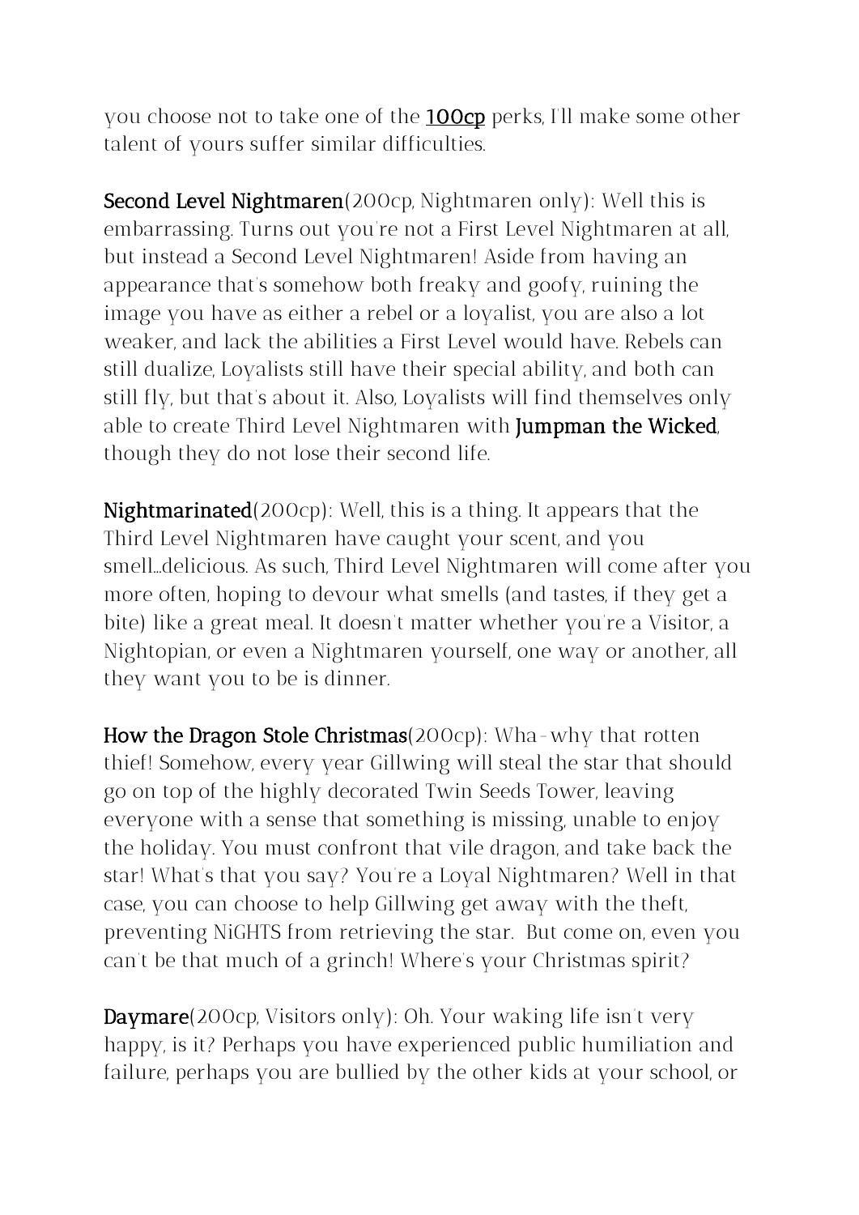you choose not to take one of the **100cp** perks, I'll make some other talent of yours suffer similar difficulties.

**Second Level Nightmaren**(200cp, Nightmaren only): Well this is embarrassing. Turns out you're not a First Level Nightmaren at all, but instead a Second Level Nightmaren! Aside from having an appearance that's somehow both freaky and goofy, ruining the image you have as either a rebel or a loyalist, you are also a lot weaker, and lack the abilities a First Level would have. Rebels can still dualize, Loyalists still have their special ability, and both can still fly, but that's about it. Also, Loyalists will find themselves only able to create Third Level Nightmaren with **Jumpman the Wicked**, though they do not lose their second life.

**Nightmarinated**(200cp): Well, this is a thing. It appears that the Third Level Nightmaren have caught your scent, and you smell...delicious. As such, Third Level Nightmaren will come after you more often, hoping to devour what smells (and tastes, if they get a bite) like a great meal. It doesn't matter whether you're a Visitor, a Nightopian, or even a Nightmaren yourself, one way or another, all they want you to be is dinner.

**How the Dragon Stole Christmas**(200cp): Wha-why that rotten thief! Somehow, every year Gillwing will steal the star that should go on top of the highly decorated Twin Seeds Tower, leaving everyone with a sense that something is missing, unable to enjoy the holiday. You must confront that vile dragon, and take back the star! What's that you say? You're a Loyal Nightmaren? Well in that case, you can choose to help Gillwing get away with the theft, preventing NiGHTS from retrieving the star. But come on, even you can't be that much of a grinch! Where's your Christmas spirit?

**Daymare**(200cp, Visitors only): Oh. Your waking life isn't very happy, is it? Perhaps you have experienced public humiliation and failure, perhaps you are bullied by the other kids at your school, or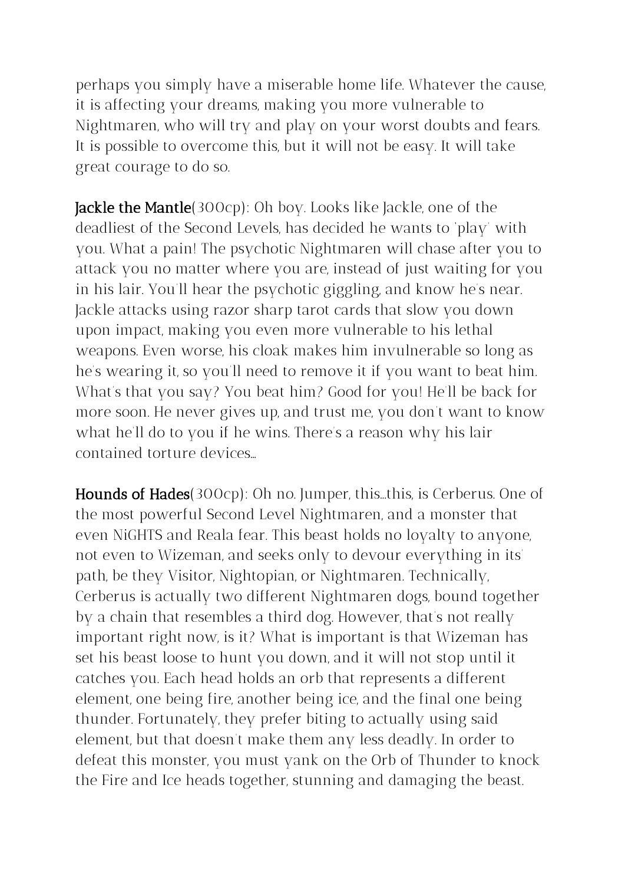perhaps you simply have a miserable home life. Whatever the cause, it is affecting your dreams, making you more vulnerable to Nightmaren, who will try and play on your worst doubts and fears. It is possible to overcome this, but it will not be easy. It will take great courage to do so.

**Jackle the Mantle**(300cp): Oh boy. Looks like Jackle, one of the deadliest of the Second Levels, has decided he wants to 'play' with you. What a pain! The psychotic Nightmaren will chase after you to attack you no matter where you are, instead of just waiting for you in his lair. You'll hear the psychotic giggling, and know he's near. Jackle attacks using razor sharp tarot cards that slow you down upon impact, making you even more vulnerable to his lethal weapons. Even worse, his cloak makes him invulnerable so long as he's wearing it, so you'll need to remove it if you want to beat him. What's that you say? You beat him? Good for you! He'll be back for more soon. He never gives up, and trust me, you don't want to know what he'll do to you if he wins. There's a reason why his lair contained torture devices...

**Hounds of Hades**(300cp): Oh no. Jumper, this...this, is Cerberus. One of the most powerful Second Level Nightmaren, and a monster that even NiGHTS and Reala fear. This beast holds no loyalty to anyone, not even to Wizeman, and seeks only to devour everything in its' path, be they Visitor, Nightopian, or Nightmaren. Technically, Cerberus is actually two different Nightmaren dogs, bound together by a chain that resembles a third dog. However, that's not really important right now, is it? What is important is that Wizeman has set his beast loose to hunt you down, and it will not stop until it catches you. Each head holds an orb that represents a different element, one being fire, another being ice, and the final one being thunder. Fortunately, they prefer biting to actually using said element, but that doesn't make them any less deadly. In order to defeat this monster, you must yank on the Orb of Thunder to knock the Fire and Ice heads together, stunning and damaging the beast.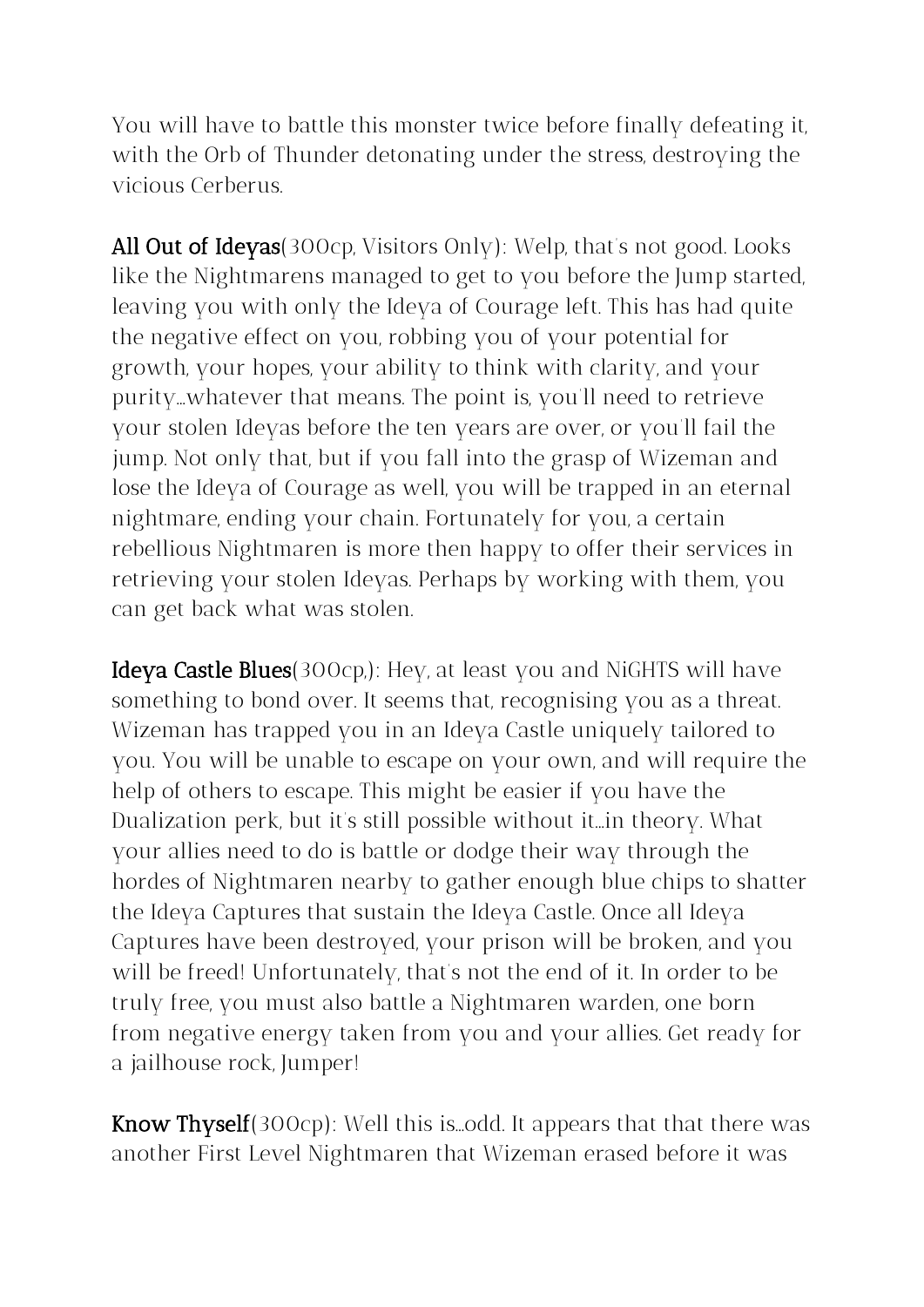You will have to battle this monster twice before finally defeating it, with the Orb of Thunder detonating under the stress, destroying the vicious Cerberus.

**All Out of Ideyas**(300cp, Visitors Only): Welp, that's not good. Looks like the Nightmarens managed to get to you before the Jump started, leaving you with only the Ideya of Courage left. This has had quite the negative effect on you, robbing you of your potential for growth, your hopes, your ability to think with clarity, and your purity...whatever that means. The point is, you'll need to retrieve your stolen Ideyas before the ten years are over, or you'll fail the jump. Not only that, but if you fall into the grasp of Wizeman and lose the Ideya of Courage as well, you will be trapped in an eternal nightmare, ending your chain. Fortunately for you, a certain rebellious Nightmaren is more then happy to offer their services in retrieving your stolen Ideyas. Perhaps by working with them, you can get back what was stolen.

**Ideya Castle Blues**(300cp,): Hey, at least you and NiGHTS will have something to bond over. It seems that, recognising you as a threat. Wizeman has trapped you in an Ideya Castle uniquely tailored to you. You will be unable to escape on your own, and will require the help of others to escape. This might be easier if you have the Dualization perk, but it's still possible without it...in theory. What your allies need to do is battle or dodge their way through the hordes of Nightmaren nearby to gather enough blue chips to shatter the Ideya Captures that sustain the Ideya Castle. Once all Ideya Captures have been destroyed, your prison will be broken, and you will be freed! Unfortunately, that's not the end of it. In order to be truly free, you must also battle a Nightmaren warden, one born from negative energy taken from you and your allies. Get ready for a jailhouse rock, Jumper!

**Know Thyself**(300cp): Well this is...odd. It appears that that there was another First Level Nightmaren that Wizeman erased before it was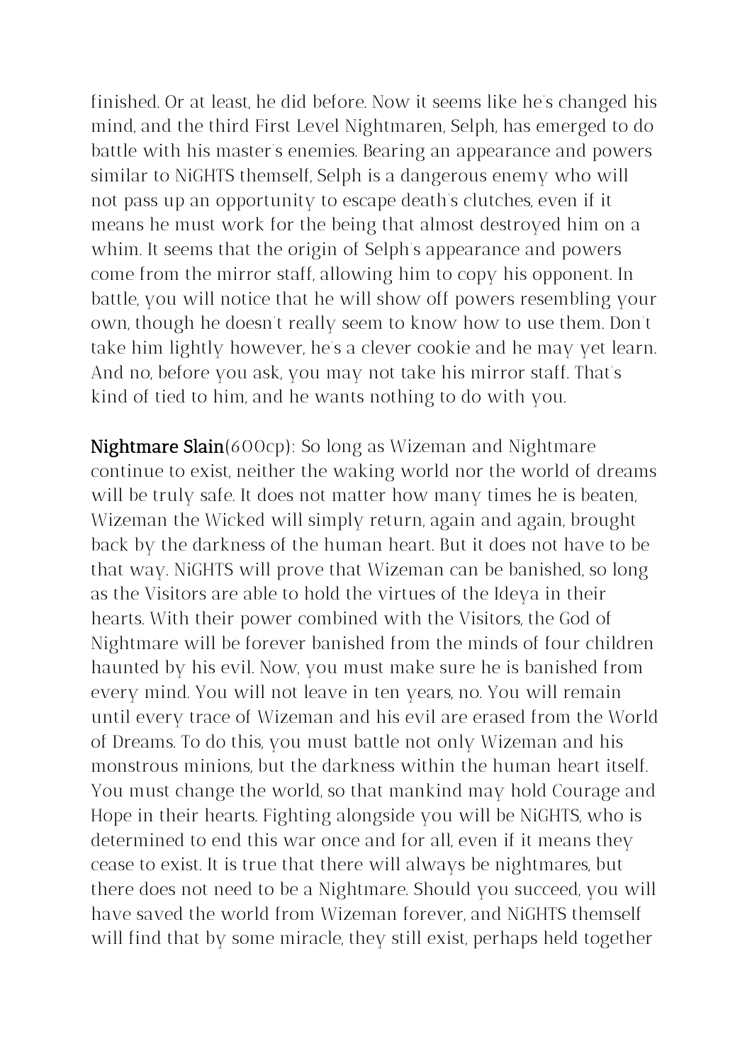finished. Or at least, he did before. Now it seems like he's changed his mind, and the third First Level Nightmaren, Selph, has emerged to do battle with his master's enemies. Bearing an appearance and powers similar to NiGHTS themself, Selph is a dangerous enemy who will not pass up an opportunity to escape death's clutches, even if it means he must work for the being that almost destroyed him on a whim. It seems that the origin of Selph's appearance and powers come from the mirror staff, allowing him to copy his opponent. In battle, you will notice that he will show off powers resembling your own, though he doesn't really seem to know how to use them. Don't take him lightly however, he's a clever cookie and he may yet learn. And no, before you ask, you may not take his mirror staff. That's kind of tied to him, and he wants nothing to do with you.

**Nightmare Slain**(600cp): So long as Wizeman and Nightmare continue to exist, neither the waking world nor the world of dreams will be truly safe. It does not matter how many times he is beaten, Wizeman the Wicked will simply return, again and again, brought back by the darkness of the human heart. But it does not have to be that way. NiGHTS will prove that Wizeman can be banished, so long as the Visitors are able to hold the virtues of the Ideya in their hearts. With their power combined with the Visitors, the God of Nightmare will be forever banished from the minds of four children haunted by his evil. Now, you must make sure he is banished from every mind. You will not leave in ten years, no. You will remain until every trace of Wizeman and his evil are erased from the World of Dreams. To do this, you must battle not only Wizeman and his monstrous minions, but the darkness within the human heart itself. You must change the world, so that mankind may hold Courage and Hope in their hearts. Fighting alongside you will be NiGHTS, who is determined to end this war once and for all, even if it means they cease to exist. It is true that there will always be nightmares, but there does not need to be a Nightmare. Should you succeed, you will have saved the world from Wizeman forever, and NiGHTS themself will find that by some miracle, they still exist, perhaps held together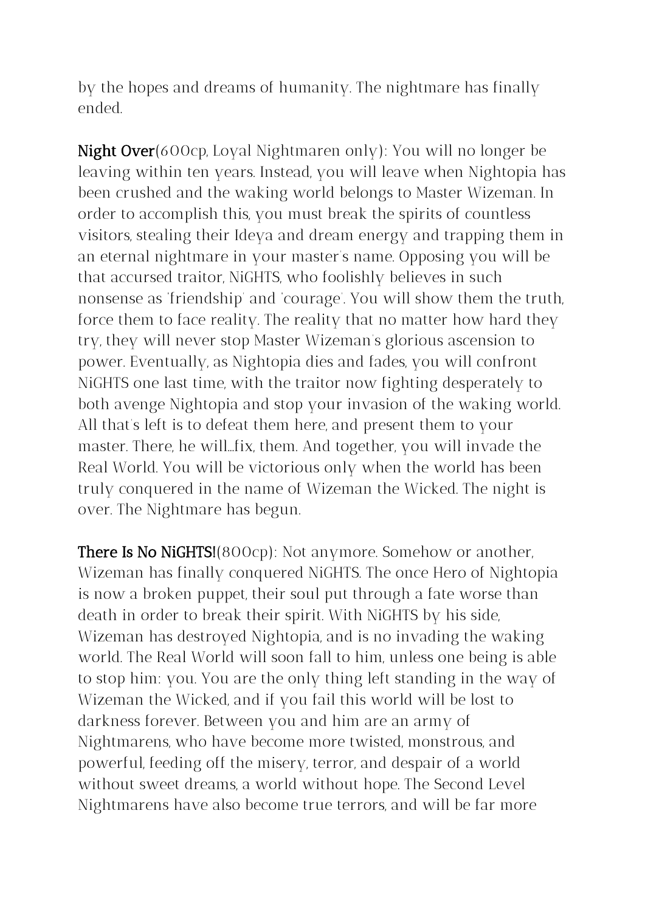by the hopes and dreams of humanity. The nightmare has finally ended.

**Night Over**(600cp, Loyal Nightmaren only): You will no longer be leaving within ten years. Instead, you will leave when Nightopia has been crushed and the waking world belongs to Master Wizeman. In order to accomplish this, you must break the spirits of countless visitors, stealing their Ideya and dream energy and trapping them in an eternal nightmare in your master's name. Opposing you will be that accursed traitor, NiGHTS, who foolishly believes in such nonsense as 'friendship' and 'courage'. You will show them the truth, force them to face reality. The reality that no matter how hard they try, they will never stop Master Wizeman's glorious ascension to power. Eventually, as Nightopia dies and fades, you will confront NiGHTS one last time, with the traitor now fighting desperately to both avenge Nightopia and stop your invasion of the waking world. All that's left is to defeat them here, and present them to your master. There, he will...fix, them. And together, you will invade the Real World. You will be victorious only when the world has been truly conquered in the name of Wizeman the Wicked. The night is over. The Nightmare has begun.

**There Is No NiGHTS!**(800cp): Not anymore. Somehow or another, Wizeman has finally conquered NiGHTS. The once Hero of Nightopia is now a broken puppet, their soul put through a fate worse than death in order to break their spirit. With NiGHTS by his side, Wizeman has destroyed Nightopia, and is no invading the waking world. The Real World will soon fall to him, unless one being is able to stop him: you. You are the only thing left standing in the way of Wizeman the Wicked, and if you fail this world will be lost to darkness forever. Between you and him are an army of Nightmarens, who have become more twisted, monstrous, and powerful, feeding off the misery, terror, and despair of a world without sweet dreams, a world without hope. The Second Level Nightmarens have also become true terrors, and will be far more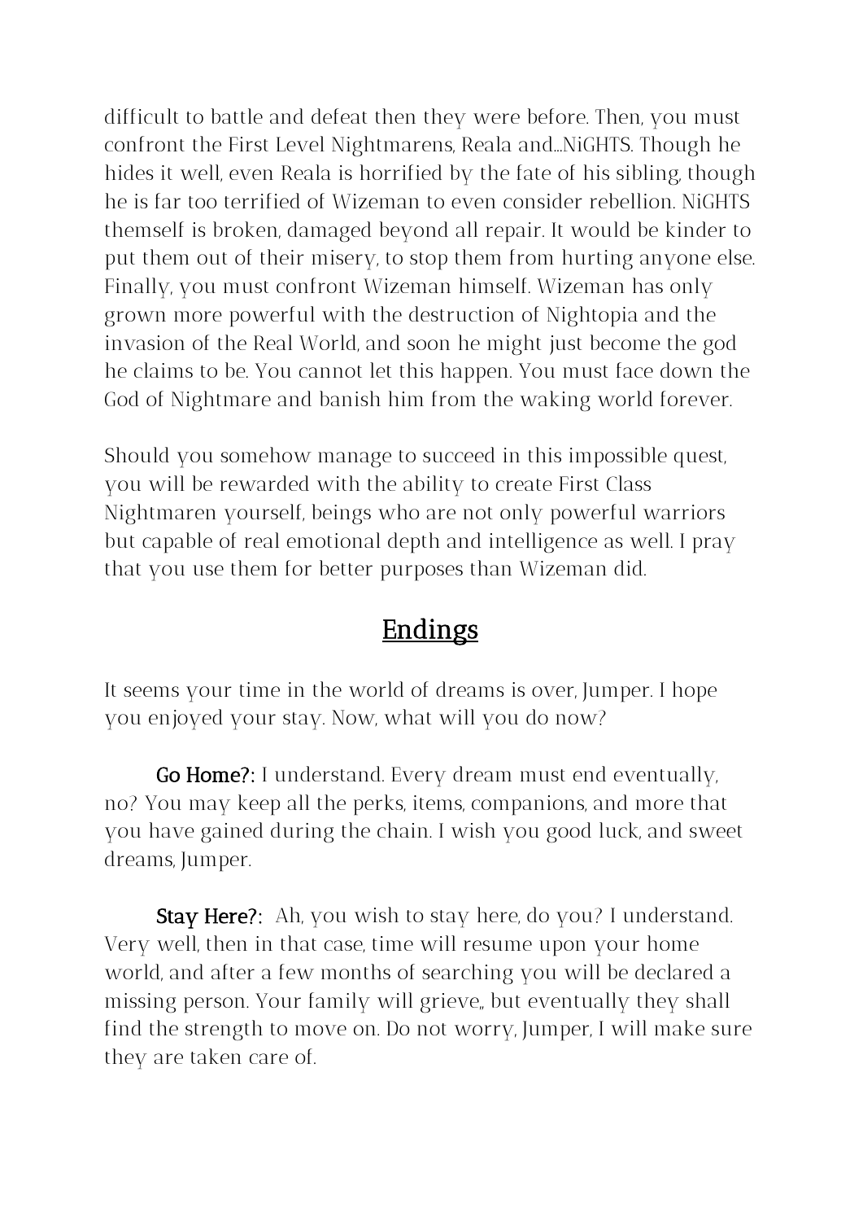difficult to battle and defeat then they were before. Then, you must confront the First Level Nightmarens, Reala and...NiGHTS. Though he hides it well, even Reala is horrified by the fate of his sibling, though he is far too terrified of Wizeman to even consider rebellion. NiGHTS themself is broken, damaged beyond all repair. It would be kinder to put them out of their misery, to stop them from hurting anyone else. Finally, you must confront Wizeman himself. Wizeman has only grown more powerful with the destruction of Nightopia and the invasion of the Real World, and soon he might just become the god he claims to be. You cannot let this happen. You must face down the God of Nightmare and banish him from the waking world forever.

Should you somehow manage to succeed in this impossible quest, you will be rewarded with the ability to create First Class Nightmaren yourself, beings who are not only powerful warriors but capable of real emotional depth and intelligence as well. I pray that you use them for better purposes than Wizeman did.

## Endings

It seems your time in the world of dreams is over, Jumper. I hope you enjoyed your stay. Now, what will you do now?

**Go Home?:** I understand. Every dream must end eventually, no? You may keep all the perks, items, companions, and more that you have gained during the chain. I wish you good luck, and sweet dreams, Jumper.

**Stay Here?:** Ah, you wish to stay here, do you? I understand. Very well, then in that case, time will resume upon your home world, and after a few months of searching you will be declared a missing person. Your family will grieve,, but eventually they shall find the strength to move on. Do not worry, Jumper, I will make sure they are taken care of.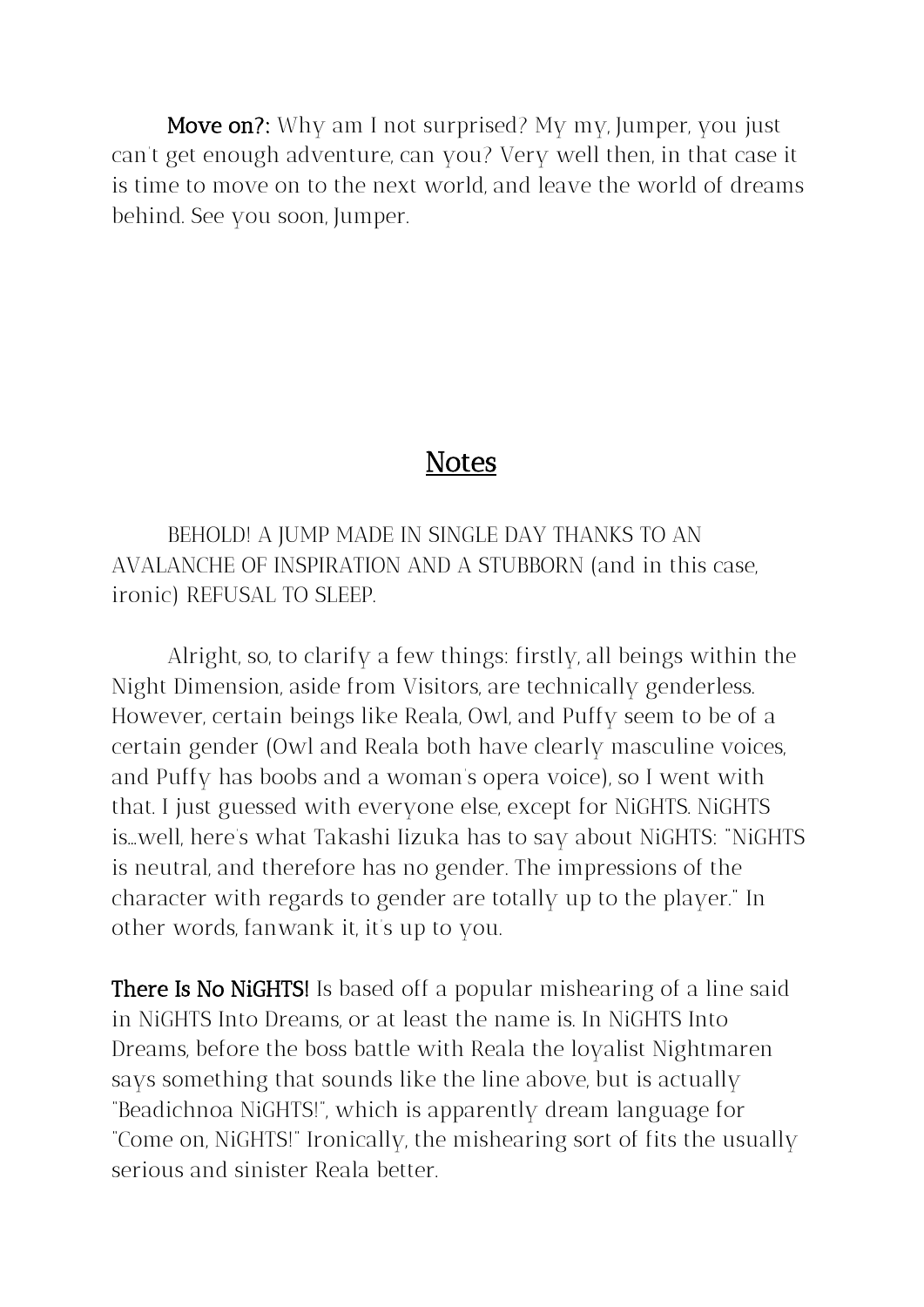**Move on?:** Why am I not surprised? My my, Jumper, you just can't get enough adventure, can you? Very well then, in that case it is time to move on to the next world, and leave the world of dreams behind. See you soon, Jumper.

## Notes

BEHOLD! A JUMP MADE IN SINGLE DAY THANKS TO AN AVALANCHE OF INSPIRATION AND A STUBBORN (and in this case, ironic) REFUSAL TO SLEEP.

Alright, so, to clarify a few things: firstly, all beings within the Night Dimension, aside from Visitors, are technically genderless. However, certain beings like Reala, Owl, and Puffy seem to be of a certain gender (Owl and Reala both have clearly masculine voices, and Puffy has boobs and a woman's opera voice), so I went with that. I just guessed with everyone else, except for NiGHTS. NiGHTS is...well, here's what Takashi Iizuka has to say about NiGHTS: "NiGHTS is neutral, and therefore has no gender. The impressions of the character with regards to gender are totally up to the player." In other words, fanwank it, it's up to you.

**There Is No NiGHTS!** Is based off a popular mishearing of a line said in NiGHTS Into Dreams, or at least the name is. In NiGHTS Into Dreams, before the boss battle with Reala the loyalist Nightmaren says something that sounds like the line above, but is actually "Beadichnoa NiGHTS!", which is apparently dream language for "Come on, NiGHTS!" Ironically, the mishearing sort of fits the usually serious and sinister Reala better.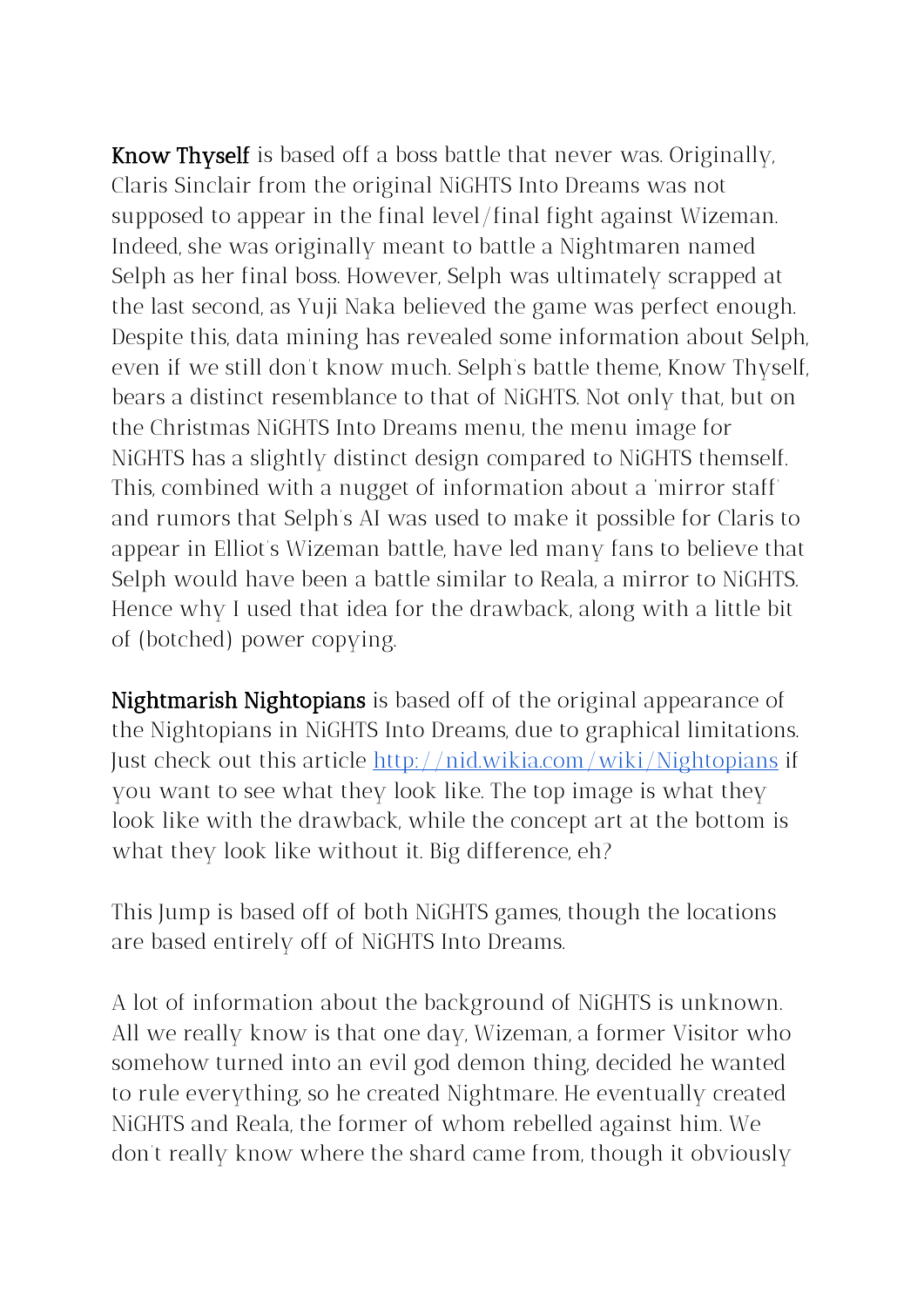**Know Thyself** is based off a boss battle that never was. Originally, Claris Sinclair from the original NiGHTS Into Dreams was not supposed to appear in the final level/final fight against Wizeman. Indeed, she was originally meant to battle a Nightmaren named Selph as her final boss. However, Selph was ultimately scrapped at the last second, as Yuji Naka believed the game was perfect enough. Despite this, data mining has revealed some information about Selph, even if we still don't know much. Selph's battle theme, Know Thyself, bears a distinct resemblance to that of NiGHTS. Not only that, but on the Christmas NiGHTS Into Dreams menu, the menu image for NiGHTS has a slightly distinct design compared to NiGHTS themself. This, combined with a nugget of information about a 'mirror staff' and rumors that Selph's AI was used to make it possible for Claris to appear in Elliot's Wizeman battle, have led many fans to believe that Selph would have been a battle similar to Reala, a mirror to NiGHTS. Hence why I used that idea for the drawback, along with a little bit of (botched) power copying.

**Nightmarish Nightopians** is based off of the original appearance of the Nightopians in NiGHTS Into Dreams, due to graphical limitations. Just check out this article [http://nid.wikia.com/wiki/Nightopians](http://nid.wikia.com/wiki/Nightopians) if you want to see what they look like. The top image is what they look like with the drawback, while the concept art at the bottom is what they look like without it. Big difference, eh?

This Jump is based off of both NiGHTS games, though the locations are based entirely off of NiGHTS Into Dreams.

A lot of information about the background of NiGHTS is unknown. All we really know is that one day, Wizeman, a former Visitor who somehow turned into an evil god demon thing, decided he wanted to rule everything, so he created Nightmare. He eventually created NiGHTS and Reala, the former of whom rebelled against him. We don't really know where the shard came from, though it obviously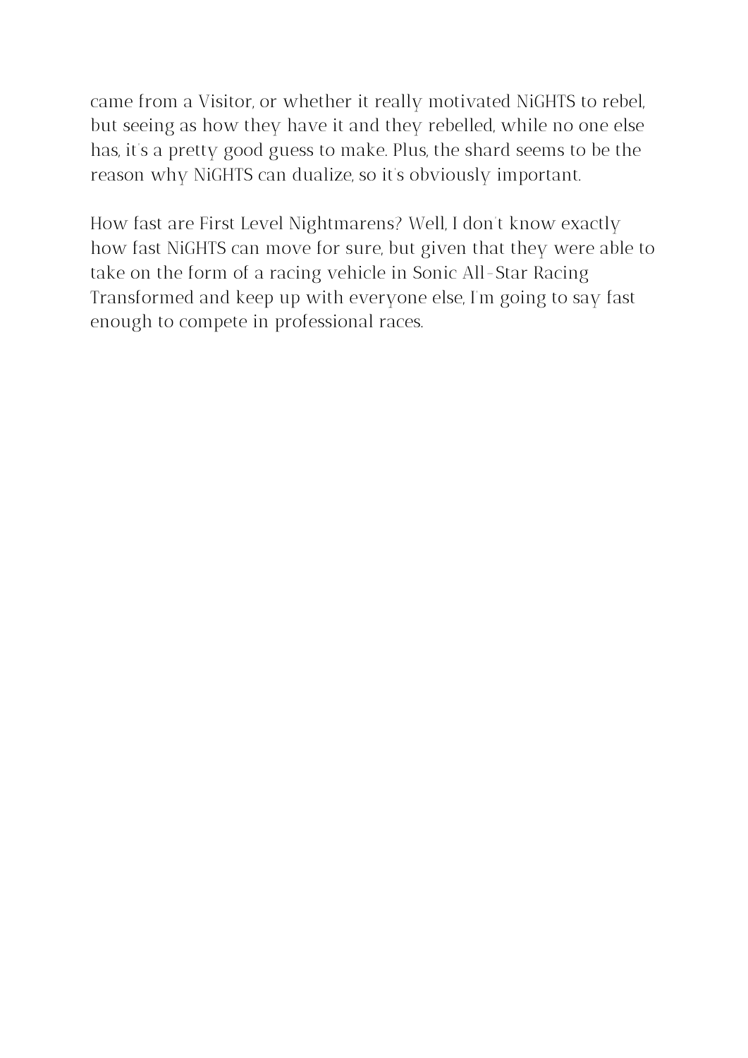came from a Visitor, or whether it really motivated NiGHTS to rebel, but seeing as how they have it and they rebelled, while no one else has, it's a pretty good guess to make. Plus, the shard seems to be the reason why NiGHTS can dualize, so it's obviously important.

How fast are First Level Nightmarens? Well, I don't know exactly how fast NiGHTS can move for sure, but given that they were able to take on the form of a racing vehicle in Sonic All-Star Racing Transformed and keep up with everyone else, I'm going to say fast enough to compete in professional races.